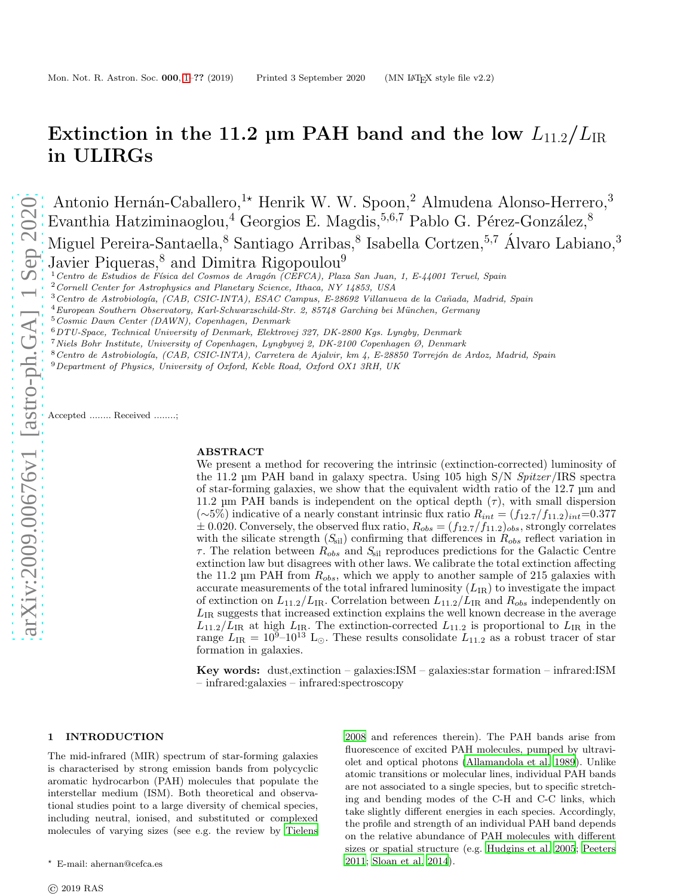# Extinction in the 11.2 µm PAH band and the low $L_{11.2}/L_{\rm IR}$ in ULIRGs

Antonio Hernán-Caballero,[1⋆] Henrik W. W. Spoon,[2] Almudena Alonso-Herrero,[3] Evanthia Hatziminaoglou,[4] Georgios E. Magdis,[5,6,7] Pablo G. Pérez-González,[8] Miguel Pereira-Santaella,[8] Santiago Arribas,[8] Isabella Cortzen,[5,7] Álvaro Labiano,[3] Javier Piqueras,[8] and Dimitra Rigopoulou[9]

[1] *Centro de Estudios de Física del Cosmos de Aragón (CEFCA), Plaza San Juan, 1, E-44001 Teruel, Spain*
[2] *Cornell Center for Astrophysics and Planetary Science, Ithaca, NY 14853, USA*
[3] *Centro de Astrobiología, (CAB, CSIC-INTA), ESAC Campus, E-28692 Villanueva de la Cañada, Madrid, Spain*
[4] *European Southern Observatory, Karl-Schwarzschild-Str. 2, 85748 Garching bei München, Germany*
[5] *Cosmic Dawn Center (DAWN), Copenhagen, Denmark*
[6] *DTU-Space, Technical University of Denmark, Elektrovej 327, DK-2800 Kgs. Lyngby, Denmark*
[7] *Niels Bohr Institute, University of Copenhagen, Lyngbyvej 2, DK-2100 Copenhagen Ø, Denmark*
[8] *Centro de Astrobiología, (CAB, CSIC-INTA), Carretera de Ajalvir, km 4, E-28850 Torrejón de Ardoz, Madrid, Spain*
[9] *Department of Physics, University of Oxford, Keble Road, Oxford OX1 3RH, UK*

Accepted ........ Received ........;

## ABSTRACT

We present a method for recovering the intrinsic (extinction-corrected) luminosity of the 11.2 µm PAH band in galaxy spectra. Using 105 high S/N *Spitzer*/IRS spectra of star-forming galaxies, we show that the equivalent width ratio of the 12.7 µm and 11.2 µm PAH bands is independent on the optical depth ($\tau$), with small dispersion (∼5%) indicative of a nearly constant intrinsic flux ratio $R_{int} = (f_{12.7}/f_{11.2})_{int}$=0.377 ± 0.020. Conversely, the observed flux ratio, $R_{obs} = (f_{12.7}/f_{11.2})_{obs}$, strongly correlates with the silicate strength ($S_{\rm sil}$) confirming that differences in $R_{obs}$ reflect variation in $\tau$. The relation between $R_{obs}$ and $S_{\rm sil}$ reproduces predictions for the Galactic Centre extinction law but disagrees with other laws. We calibrate the total extinction affecting the 11.2 µm PAH from $R_{obs}$, which we apply to another sample of 215 galaxies with accurate measurements of the total infrared luminosity ($L_{\rm IR}$) to investigate the impact of extinction on $L_{11.2}/L_{\rm IR}$. Correlation between $L_{11.2}/L_{\rm IR}$ and $R_{obs}$ independently on $L_{\rm IR}$ suggests that increased extinction explains the well known decrease in the average $L_{11.2}/L_{\rm IR}$ at high $L_{\rm IR}$. The extinction-corrected $L_{11.2}$ is proportional to $L_{\rm IR}$ in the range $L_{\rm IR}$ = $10^9$–$10^{13}$ L$_\odot$. These results consolidate $L_{11.2}$ as a robust tracer of star formation in galaxies.

**Key words:** dust,extinction – galaxies:ISM – galaxies:star formation – infrared:ISM – infrared:galaxies – infrared:spectroscopy

## 1 INTRODUCTION

The mid-infrared (MIR) spectrum of star-forming galaxies is characterised by strong emission bands from polycyclic aromatic hydrocarbon (PAH) molecules that populate the interstellar medium (ISM). Both theoretical and observational studies point to a large diversity of chemical species, including neutral, ionised, and substituted or complexed molecules of varying sizes (see e.g. the review by Tielens 2008 and references therein). The PAH bands arise from fluorescence of excited PAH molecules, pumped by ultraviolet and optical photons (Allamandola et al. 1989). Unlike atomic transitions or molecular lines, individual PAH bands are not associated to a single species, but to specific stretching and bending modes of the C-H and C-C links, which take slightly different energies in each species. Accordingly, the profile and strength of an individual PAH band depends on the relative abundance of PAH molecules with different sizes or spatial structure (e.g. Hudgins et al. 2005; Peeters 2011; Sloan et al. 2014).

⋆ E-mail: ahernan@cefca.es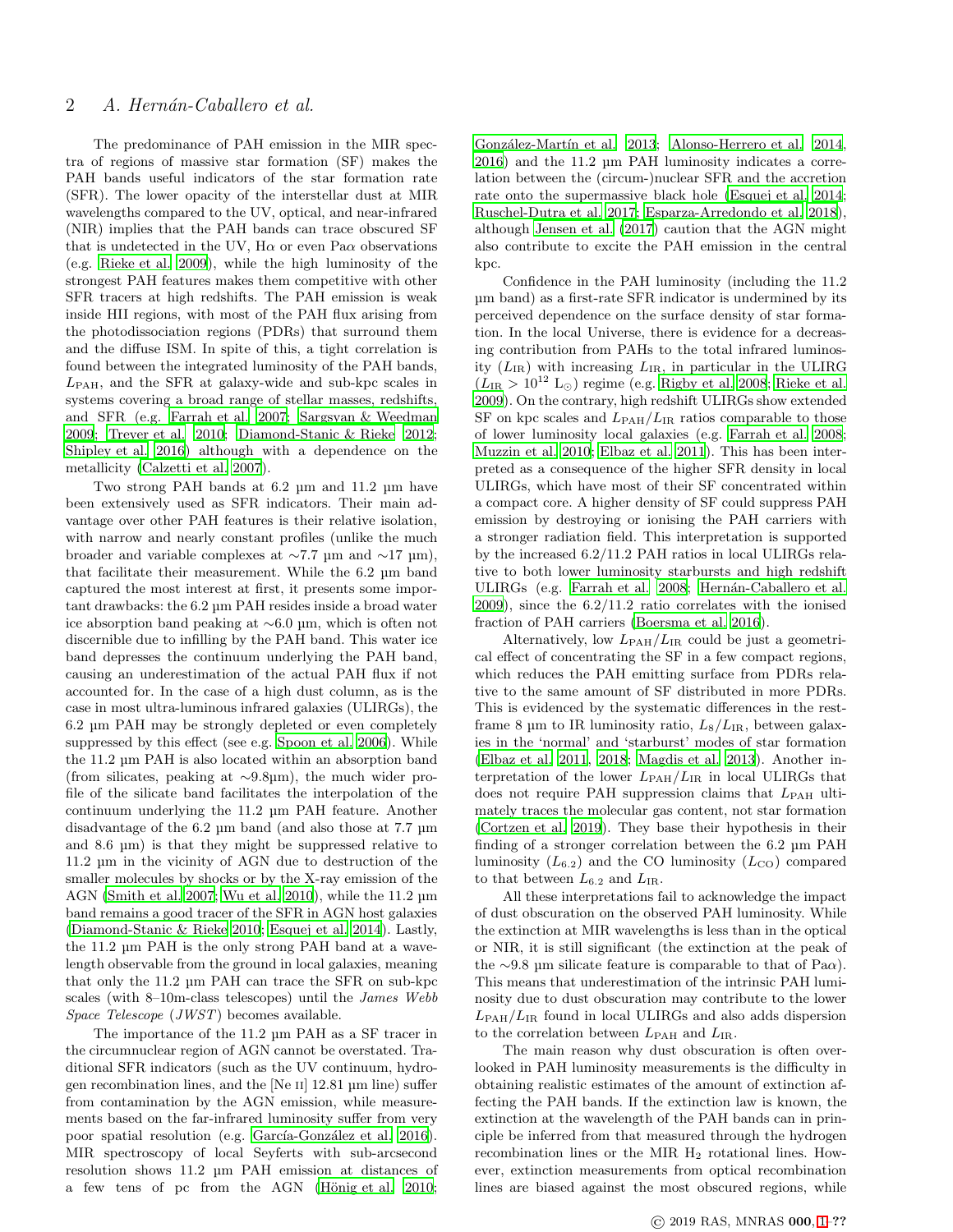The predominance of PAH emission in the MIR spectra of regions of massive star formation (SF) makes the PAH bands useful indicators of the star formation rate (SFR). The lower opacity of the interstellar dust at MIR wavelengths compared to the UV, optical, and near-infrared (NIR) implies that the PAH bands can trace obscured SF that is undetected in the UV, Hα or even Paα observations (e.g. Rieke et al. 2009), while the high luminosity of the strongest PAH features makes them competitive with other SFR tracers at high redshifts. The PAH emission is weak inside HII regions, with most of the PAH flux arising from the photodissociation regions (PDRs) that surround them and the diffuse ISM. In spite of this, a tight correlation is found between the integrated luminosity of the PAH bands, $L_{\rm PAH}$, and the SFR at galaxy-wide and sub-kpc scales in systems covering a broad range of stellar masses, redshifts, and SFR (e.g. Farrah et al. 2007; Sargsyan & Weedman 2009; Trever et al. 2010; Diamond-Stanic & Rieke 2012; Shipley et al. 2016) although with a dependence on the metallicity (Calzetti et al. 2007).

Two strong PAH bands at 6.2 µm and 11.2 µm have been extensively used as SFR indicators. Their main advantage over other PAH features is their relative isolation, with narrow and nearly constant profiles (unlike the much broader and variable complexes at ∼7.7 µm and ∼17 µm), that facilitate their measurement. While the 6.2 µm band captured the most interest at first, it presents some important drawbacks: the 6.2 µm PAH resides inside a broad water ice absorption band peaking at ∼6.0 µm, which is often not discernible due to infilling by the PAH band. This water ice band depresses the continuum underlying the PAH band, causing an underestimation of the actual PAH flux if not accounted for. In the case of a high dust column, as is the case in most ultra-luminous infrared galaxies (ULIRGs), the 6.2 µm PAH may be strongly depleted or even completely suppressed by this effect (see e.g. Spoon et al. 2006). While the 11.2 µm PAH is also located within an absorption band (from silicates, peaking at ∼9.8µm), the much wider profile of the silicate band facilitates the interpolation of the continuum underlying the 11.2 µm PAH feature. Another disadvantage of the 6.2 µm band (and also those at 7.7 µm and 8.6 µm) is that they might be suppressed relative to 11.2 µm in the vicinity of AGN due to destruction of the smaller molecules by shocks or by the X-ray emission of the AGN (Smith et al. 2007; Wu et al. 2010), while the 11.2 µm band remains a good tracer of the SFR in AGN host galaxies (Diamond-Stanic & Rieke 2010; Esquej et al. 2014). Lastly, the 11.2 µm PAH is the only strong PAH band at a wavelength observable from the ground in local galaxies, meaning that only the 11.2 µm PAH can trace the SFR on sub-kpc scales (with 8–10m-class telescopes) until the *James Webb Space Telescope* (*JWST*) becomes available.

The importance of the 11.2 µm PAH as a SF tracer in the circumnuclear region of AGN cannot be overstated. Traditional SFR indicators (such as the UV continuum, hydrogen recombination lines, and the [Ne II] 12.81 µm line) suffer from contamination by the AGN emission, while measurements based on the far-infrared luminosity suffer from very poor spatial resolution (e.g. García-González et al. 2016). MIR spectroscopy of local Seyferts with sub-arcsecond resolution shows 11.2 µm PAH emission at distances of a few tens of pc from the AGN (Hönig et al. 2010; González-Martín et al. 2013; Alonso-Herrero et al. 2014, 2016) and the 11.2 µm PAH luminosity indicates a correlation between the (circum-)nuclear SFR and the accretion rate onto the supermassive black hole (Esquej et al. 2014; Ruschel-Dutra et al. 2017; Esparza-Arredondo et al. 2018), although Jensen et al. (2017) caution that the AGN might also contribute to excite the PAH emission in the central kpc.

Confidence in the PAH luminosity (including the 11.2 µm band) as a first-rate SFR indicator is undermined by its perceived dependence on the surface density of star formation. In the local Universe, there is evidence for a decreasing contribution from PAHs to the total infrared luminosity ($L_{\rm IR}$) with increasing $L_{\rm IR}$, in particular in the ULIRG ($L_{\rm IR} > 10^{12}$ L$_\odot$) regime (e.g. Rigby et al. 2008; Rieke et al. 2009). On the contrary, high redshift ULIRGs show extended SF on kpc scales and $L_{\rm PAH}/L_{\rm IR}$ ratios comparable to those of lower luminosity local galaxies (e.g. Farrah et al. 2008; Muzzin et al. 2010; Elbaz et al. 2011). This has been interpreted as a consequence of the higher SFR density in local ULIRGs, which have most of their SF concentrated within a compact core. A higher density of SF could suppress PAH emission by destroying or ionising the PAH carriers with a stronger radiation field. This interpretation is supported by the increased 6.2/11.2 PAH ratios in local ULIRGs relative to both lower luminosity starbursts and high redshift ULIRGs (e.g. Farrah et al. 2008; Hernán-Caballero et al. 2009), since the 6.2/11.2 ratio correlates with the ionised fraction of PAH carriers (Boersma et al. 2016).

Alternatively, low $L_{\rm PAH}/L_{\rm IR}$ could be just a geometrical effect of concentrating the SF in a few compact regions, which reduces the PAH emitting surface from PDRs relative to the same amount of SF distributed in more PDRs. This is evidenced by the systematic differences in the rest-frame 8 µm to IR luminosity ratio, $L_8/L_{\rm IR}$, between galaxies in the 'normal' and 'starburst' modes of star formation (Elbaz et al. 2011, 2018; Magdis et al. 2013). Another interpretation of the lower $L_{\rm PAH}/L_{\rm IR}$ in local ULIRGs that does not require PAH suppression claims that $L_{\rm PAH}$ ultimately traces the molecular gas content, not star formation (Cortzen et al. 2019). They base their hypothesis in their finding of a stronger correlation between the 6.2 µm PAH luminosity ($L_{6.2}$) and the CO luminosity ($L_{\rm CO}$) compared to that between $L_{6.2}$ and $L_{\rm IR}$.

All these interpretations fail to acknowledge the impact of dust obscuration on the observed PAH luminosity. While the extinction at MIR wavelengths is less than in the optical or NIR, it is still significant (the extinction at the peak of the ∼9.8 µm silicate feature is comparable to that of Paα). This means that underestimation of the intrinsic PAH luminosity due to dust obscuration may contribute to the lower $L_{\rm PAH}/L_{\rm IR}$ found in local ULIRGs and also adds dispersion to the correlation between $L_{\rm PAH}$ and $L_{\rm IR}$.

The main reason why dust obscuration is often overlooked in PAH luminosity measurements is the difficulty in obtaining realistic estimates of the amount of extinction affecting the PAH bands. If the extinction law is known, the extinction at the wavelength of the PAH bands can in principle be inferred from that measured through the hydrogen recombination lines or the MIR $H_2$ rotational lines. However, extinction measurements from optical recombination lines are biased against the most obscured regions, while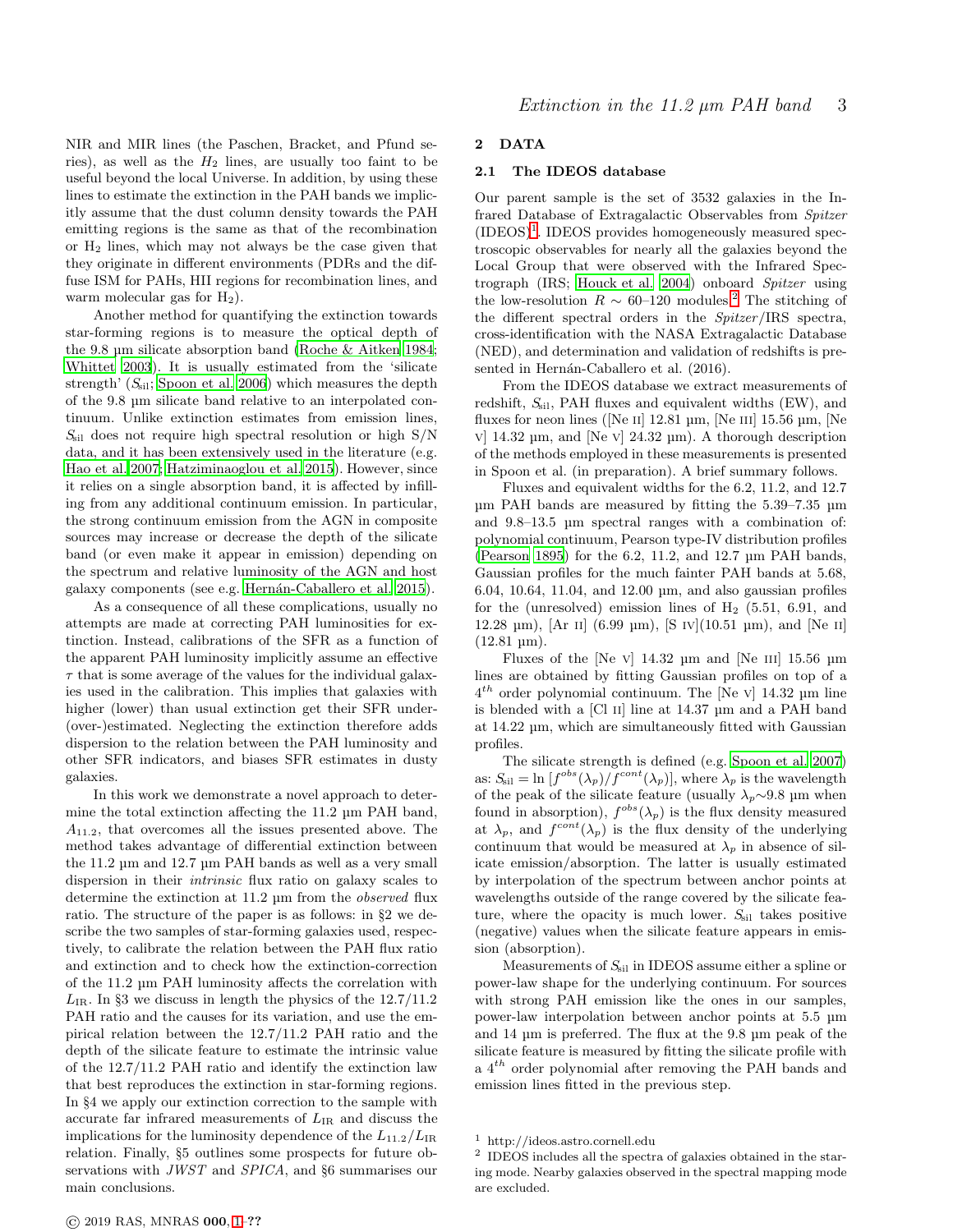NIR and MIR lines (the Paschen, Bracket, and Pfund series), as well as the $H_2$ lines, are usually too faint to be useful beyond the local Universe. In addition, by using these lines to estimate the extinction in the PAH bands we implicitly assume that the dust column density towards the PAH emitting regions is the same as that of the recombination or $H_2$ lines, which may not always be the case given that they originate in different environments (PDRs and the diffuse ISM for PAHs, HII regions for recombination lines, and warm molecular gas for $H_2$).

Another method for quantifying the extinction towards star-forming regions is to measure the optical depth of the 9.8 µm silicate absorption band (Roche & Aitken 1984; Whittet 2003). It is usually estimated from the 'silicate strength' ($S_{\rm sil}$; Spoon et al. 2006) which measures the depth of the 9.8 µm silicate band relative to an interpolated continuum. Unlike extinction estimates from emission lines, $S_{\rm sil}$ does not require high spectral resolution or high S/N data, and it has been extensively used in the literature (e.g. Hao et al. 2007; Hatziminaoglou et al. 2015). However, since it relies on a single absorption band, it is affected by infilling from any additional continuum emission. In particular, the strong continuum emission from the AGN in composite sources may increase or decrease the depth of the silicate band (or even make it appear in emission) depending on the spectrum and relative luminosity of the AGN and host galaxy components (see e.g. Hernán-Caballero et al. 2015).

As a consequence of all these complications, usually no attempts are made at correcting PAH luminosities for extinction. Instead, calibrations of the SFR as a function of the apparent PAH luminosity implicitly assume an effective $\tau$ that is some average of the values for the individual galaxies used in the calibration. This implies that galaxies with higher (lower) than usual extinction get their SFR under- (over-)estimated. Neglecting the extinction therefore adds dispersion to the relation between the PAH luminosity and other SFR indicators, and biases SFR estimates in dusty galaxies.

In this work we demonstrate a novel approach to determine the total extinction affecting the 11.2 µm PAH band, $A_{11.2}$, that overcomes all the issues presented above. The method takes advantage of differential extinction between the 11.2 µm and 12.7 µm PAH bands as well as a very small dispersion in their *intrinsic* flux ratio on galaxy scales to determine the extinction at 11.2 µm from the *observed* flux ratio. The structure of the paper is as follows: in §2 we describe the two samples of star-forming galaxies used, respectively, to calibrate the relation between the PAH flux ratio and extinction and to check how the extinction-correction of the 11.2 µm PAH luminosity affects the correlation with $L_{\rm IR}$. In §3 we discuss in length the physics of the 12.7/11.2 PAH ratio and the causes for its variation, and use the empirical relation between the 12.7/11.2 PAH ratio and the depth of the silicate feature to estimate the intrinsic value of the 12.7/11.2 PAH ratio and identify the extinction law that best reproduces the extinction in star-forming regions. In §4 we apply our extinction correction to the sample with accurate far infrared measurements of $L_{\rm IR}$ and discuss the implications for the luminosity dependence of the $L_{11.2}/L_{\rm IR}$ relation. Finally, §5 outlines some prospects for future observations with *JWST* and *SPICA*, and §6 summarises our main conclusions.

## 2 DATA

### 2.1 The IDEOS database

Our parent sample is the set of 3532 galaxies in the Infrared Database of Extragalactic Observables from *Spitzer* (IDEOS)[1]. IDEOS provides homogeneously measured spectroscopic observables for nearly all the galaxies beyond the Local Group that were observed with the Infrared Spectrograph (IRS; Houck et al. 2004) onboard *Spitzer* using the low-resolution $R \sim 60$–120 modules.[2] The stitching of the different spectral orders in the *Spitzer*/IRS spectra, cross-identification with the NASA Extragalactic Database (NED), and determination and validation of redshifts is presented in Hernán-Caballero et al. (2016).

From the IDEOS database we extract measurements of redshift, $S_{\rm sil}$, PAH fluxes and equivalent widths (EW), and fluxes for neon lines ([Ne II] 12.81 µm, [Ne III] 15.56 µm, [Ne V] 14.32 µm, and [Ne V] 24.32 µm). A thorough description of the methods employed in these measurements is presented in Spoon et al. (in preparation). A brief summary follows.

Fluxes and equivalent widths for the 6.2, 11.2, and 12.7 µm PAH bands are measured by fitting the 5.39–7.35 µm and 9.8–13.5 µm spectral ranges with a combination of: polynomial continuum, Pearson type-IV distribution profiles (Pearson 1895) for the 6.2, 11.2, and 12.7 µm PAH bands, Gaussian profiles for the much fainter PAH bands at 5.68, 6.04, 10.64, 11.04, and 12.00 µm, and also gaussian profiles for the (unresolved) emission lines of $H_2$ (5.51, 6.91, and 12.28 µm), [Ar II] (6.99 µm), [S IV](10.51 µm), and [Ne II] (12.81 µm).

Fluxes of the [Ne V] 14.32 µm and [Ne III] 15.56 µm lines are obtained by fitting Gaussian profiles on top of a $4^{th}$ order polynomial continuum. The [Ne V] 14.32 µm line is blended with a [Cl II] line at 14.37 µm and a PAH band at 14.22 µm, which are simultaneously fitted with Gaussian profiles.

The silicate strength is defined (e.g. Spoon et al. 2007) as: $S_{\rm sil} = \ln\,[f^{obs}(\lambda_p)/f^{cont}(\lambda_p)]$, where $\lambda_p$ is the wavelength of the peak of the silicate feature (usually $\lambda_p \sim 9.8$ µm when found in absorption), $f^{obs}(\lambda_p)$ is the flux density measured at $\lambda_p$, and $f^{cont}(\lambda_p)$ is the flux density of the underlying continuum that would be measured at $\lambda_p$ in absence of silicate emission/absorption. The latter is usually estimated by interpolation of the spectrum between anchor points at wavelengths outside of the range covered by the silicate feature, where the opacity is much lower. $S_{\rm sil}$ takes positive (negative) values when the silicate feature appears in emission (absorption).

Measurements of $S_{\rm sil}$ in IDEOS assume either a spline or power-law shape for the underlying continuum. For sources with strong PAH emission like the ones in our samples, power-law interpolation between anchor points at 5.5 µm and 14 µm is preferred. The flux at the 9.8 µm peak of the silicate feature is measured by fitting the silicate profile with a $4^{th}$ order polynomial after removing the PAH bands and emission lines fitted in the previous step.

[1] http://ideos.astro.cornell.edu

[2] IDEOS includes all the spectra of galaxies obtained in the staring mode. Nearby galaxies observed in the spectral mapping mode are excluded.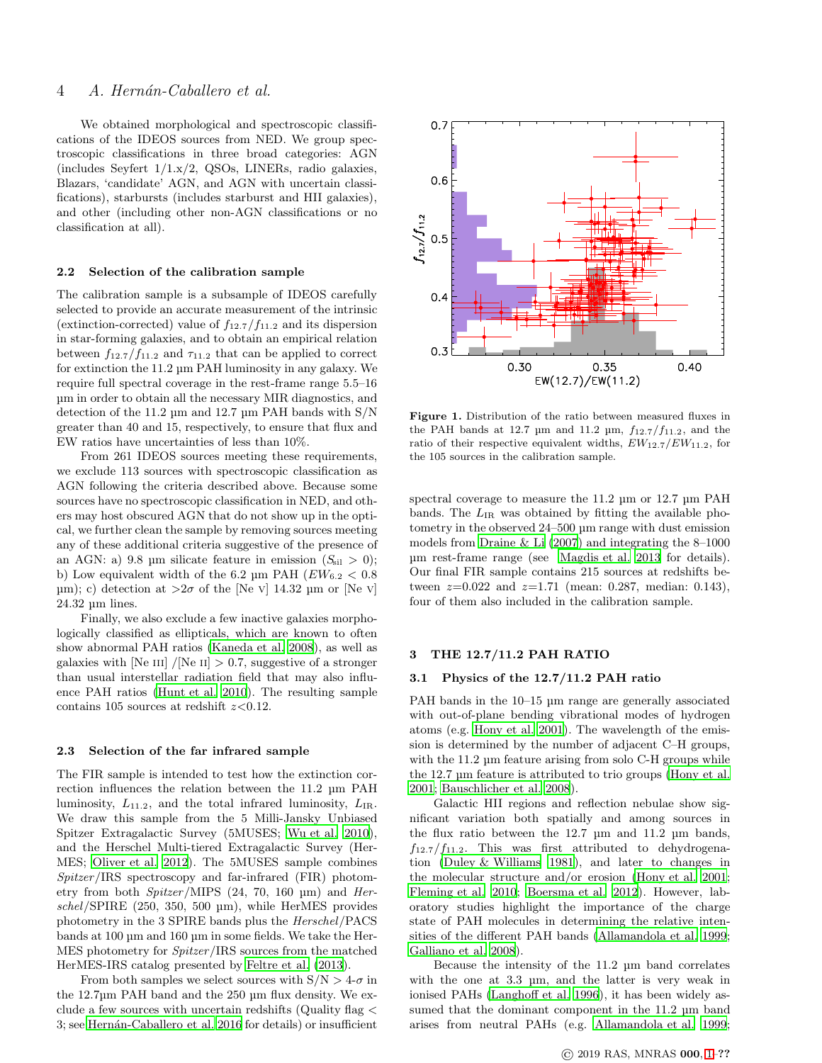We obtained morphological and spectroscopic classifications of the IDEOS sources from NED. We group spectroscopic classifications in three broad categories: AGN (includes Seyfert 1/1.x/2, QSOs, LINERs, radio galaxies, Blazars, 'candidate' AGN, and AGN with uncertain classifications), starbursts (includes starburst and HII galaxies), and other (including other non-AGN classifications or no classification at all).

### 2.2 Selection of the calibration sample

The calibration sample is a subsample of IDEOS carefully selected to provide an accurate measurement of the intrinsic (extinction-corrected) value of $f_{12.7}/f_{11.2}$ and its dispersion in star-forming galaxies, and to obtain an empirical relation between $f_{12.7}/f_{11.2}$ and $\tau_{11.2}$ that can be applied to correct for extinction the 11.2 µm PAH luminosity in any galaxy. We require full spectral coverage in the rest-frame range 5.5–16 µm in order to obtain all the necessary MIR diagnostics, and detection of the 11.2 µm and 12.7 µm PAH bands with S/N greater than 40 and 15, respectively, to ensure that flux and EW ratios have uncertainties of less than 10%.

From 261 IDEOS sources meeting these requirements, we exclude 113 sources with spectroscopic classification as AGN following the criteria described above. Because some sources have no spectroscopic classification in NED, and others may host obscured AGN that do not show up in the optical, we further clean the sample by removing sources meeting any of these additional criteria suggestive of the presence of an AGN: a) 9.8 µm silicate feature in emission ($S_{\rm sil} > 0$); b) Low equivalent width of the 6.2 µm PAH ($EW_{6.2} < 0.8$ µm); c) detection at $>2\sigma$ of the [Ne V] 14.32 µm or [Ne V] 24.32 µm lines.

Finally, we also exclude a few inactive galaxies morphologically classified as ellipticals, which are known to often show abnormal PAH ratios (Kaneda et al. 2008), as well as galaxies with [Ne III] /[Ne II] > 0.7, suggestive of a stronger than usual interstellar radiation field that may also influence PAH ratios (Hunt et al. 2010). The resulting sample contains 105 sources at redshift $z$<0.12.

### 2.3 Selection of the far infrared sample

The FIR sample is intended to test how the extinction correction influences the relation between the 11.2 µm PAH luminosity, $L_{11.2}$, and the total infrared luminosity, $L_{\rm IR}$. We draw this sample from the 5 Milli-Jansky Unbiased Spitzer Extragalactic Survey (5MUSES; Wu et al. 2010), and the Herschel Multi-tiered Extragalactic Survey (HerMES; Oliver et al. 2012). The 5MUSES sample combines *Spitzer*/IRS spectroscopy and far-infrared (FIR) photometry from both *Spitzer*/MIPS (24, 70, 160 µm) and *Herschel*/SPIRE (250, 350, 500 µm), while HerMES provides photometry in the 3 SPIRE bands plus the *Herschel*/PACS bands at 100 µm and 160 µm in some fields. We take the HerMES photometry for *Spitzer*/IRS sources from the matched HerMES-IRS catalog presented by Feltre et al. (2013).

From both samples we select sources with S/N > 4-σ in the 12.7µm PAH band and the 250 µm flux density. We exclude a few sources with uncertain redshifts (Quality flag < 3; see Hernán-Caballero et al. 2016 for details) or insufficient spectral coverage to measure the 11.2 µm or 12.7 µm PAH bands. The $L_{\rm IR}$ was obtained by fitting the available photometry in the observed 24–500 µm range with dust emission models from Draine & Li (2007) and integrating the 8–1000 µm rest-frame range (see Magdis et al. 2013 for details). Our final FIR sample contains 215 sources at redshifts between $z$=0.022 and $z$=1.71 (mean: 0.287, median: 0.143), four of them also included in the calibration sample.

**Figure 1.** Distribution of the ratio between measured fluxes in the PAH bands at 12.7 µm and 11.2 µm, $f_{12.7}/f_{11.2}$, and the ratio of their respective equivalent widths, $EW_{12.7}/EW_{11.2}$, for the 105 sources in the calibration sample.

## 3 THE 12.7/11.2 PAH RATIO

### 3.1 Physics of the 12.7/11.2 PAH ratio

PAH bands in the 10–15 µm range are generally associated with out-of-plane bending vibrational modes of hydrogen atoms (e.g. Hony et al. 2001). The wavelength of the emission is determined by the number of adjacent C–H groups, with the 11.2 µm feature arising from solo C-H groups while the 12.7 µm feature is attributed to trio groups (Hony et al. 2001; Bauschlicher et al. 2008).

Galactic HII regions and reflection nebulae show significant variation both spatially and among sources in the flux ratio between the 12.7 µm and 11.2 µm bands, $f_{12.7}/f_{11.2}$. This was first attributed to dehydrogenation (Duley & Williams 1981), and later to changes in the molecular structure and/or erosion (Hony et al. 2001; Fleming et al. 2010; Boersma et al. 2012). However, laboratory studies highlight the importance of the charge state of PAH molecules in determining the relative intensities of the different PAH bands (Allamandola et al. 1999; Galliano et al. 2008).

Because the intensity of the 11.2 µm band correlates with the one at 3.3 µm, and the latter is very weak in ionised PAHs (Langhoff et al. 1996), it has been widely assumed that the dominant component in the 11.2 µm band arises from neutral PAHs (e.g. Allamandola et al. 1999;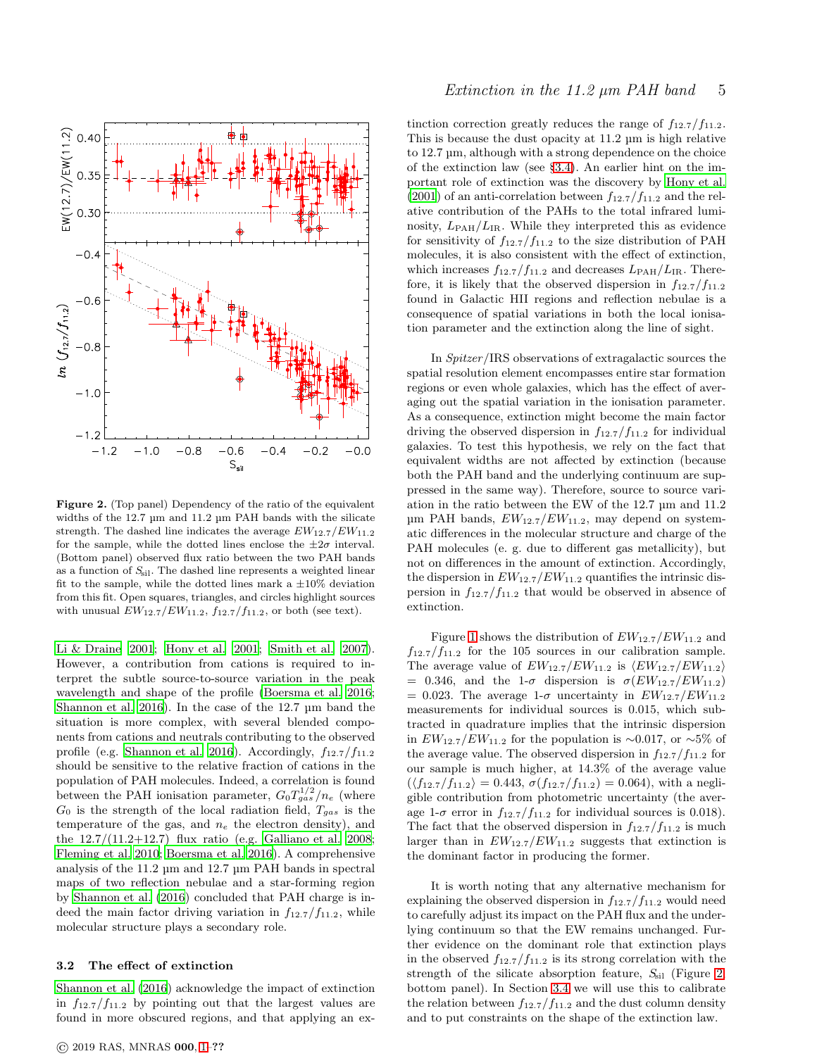**Figure 2.** (Top panel) Dependency of the ratio of the equivalent widths of the 12.7 µm and 11.2 µm PAH bands with the silicate strength. The dashed line indicates the average $EW_{12.7}/EW_{11.2}$ for the sample, while the dotted lines enclose the $\pm 2\sigma$ interval. (Bottom panel) observed flux ratio between the two PAH bands as a function of $S_{\rm sil}$. The dashed line represents a weighted linear fit to the sample, while the dotted lines mark a $\pm 10$% deviation from this fit. Open squares, triangles, and circles highlight sources with unusual $EW_{12.7}/EW_{11.2}$, $f_{12.7}/f_{11.2}$, or both (see text).

Li & Draine 2001; Hony et al. 2001; Smith et al. 2007). However, a contribution from cations is required to interpret the subtle source-to-source variation in the peak wavelength and shape of the profile (Boersma et al. 2016; Shannon et al. 2016). In the case of the 12.7 µm band the situation is more complex, with several blended components from cations and neutrals contributing to the observed profile (e.g. Shannon et al. 2016). Accordingly, $f_{12.7}/f_{11.2}$ should be sensitive to the relative fraction of cations in the population of PAH molecules. Indeed, a correlation is found between the PAH ionisation parameter, $G_0 T_{gas}^{1/2}/n_e$ (where $G_0$ is the strength of the local radiation field, $T_{gas}$ is the temperature of the gas, and $n_e$ the electron density), and the 12.7/(11.2+12.7) flux ratio (e.g. Galliano et al. 2008; Fleming et al. 2010; Boersma et al. 2016). A comprehensive analysis of the 11.2 µm and 12.7 µm PAH bands in spectral maps of two reflection nebulae and a star-forming region by Shannon et al. (2016) concluded that PAH charge is indeed the main factor driving variation in $f_{12.7}/f_{11.2}$, while molecular structure plays a secondary role.

### 3.2 The effect of extinction

Shannon et al. (2016) acknowledge the impact of extinction in $f_{12.7}/f_{11.2}$ by pointing out that the largest values are found in more obscured regions, and that applying an extinction correction greatly reduces the range of $f_{12.7}/f_{11.2}$. This is because the dust opacity at 11.2 µm is high relative to 12.7 µm, although with a strong dependence on the choice of the extinction law (see §3.4). An earlier hint on the important role of extinction was the discovery by Hony et al. (2001) of an anti-correlation between $f_{12.7}/f_{11.2}$ and the relative contribution of the PAHs to the total infrared luminosity, $L_{\rm PAH}/L_{\rm IR}$. While they interpreted this as evidence for sensitivity of $f_{12.7}/f_{11.2}$ to the size distribution of PAH molecules, it is also consistent with the effect of extinction, which increases $f_{12.7}/f_{11.2}$ and decreases $L_{\rm PAH}/L_{\rm IR}$. Therefore, it is likely that the observed dispersion in $f_{12.7}/f_{11.2}$ found in Galactic HII regions and reflection nebulae is a consequence of spatial variations in both the local ionisation parameter and the extinction along the line of sight.

In *Spitzer*/IRS observations of extragalactic sources the spatial resolution element encompasses entire star formation regions or even whole galaxies, which has the effect of averaging out the spatial variation in the ionisation parameter. As a consequence, extinction might become the main factor driving the observed dispersion in $f_{12.7}/f_{11.2}$ for individual galaxies. To test this hypothesis, we rely on the fact that equivalent widths are not affected by extinction (because both the PAH band and the underlying continuum are suppressed in the same way). Therefore, source to source variation in the ratio between the EW of the 12.7 µm and 11.2 µm PAH bands, $EW_{12.7}/EW_{11.2}$, may depend on systematic differences in the molecular structure and charge of the PAH molecules (e. g. due to different gas metallicity), but not on differences in the amount of extinction. Accordingly, the dispersion in $EW_{12.7}/EW_{11.2}$ quantifies the intrinsic dispersion in $f_{12.7}/f_{11.2}$ that would be observed in absence of extinction.

Figure 1 shows the distribution of $EW_{12.7}/EW_{11.2}$ and $f_{12.7}/f_{11.2}$ for the 105 sources in our calibration sample. The average value of $EW_{12.7}/EW_{11.2}$ is $\langle EW_{12.7}/EW_{11.2}\rangle = 0.346$, and the 1-$\sigma$ dispersion is $\sigma(EW_{12.7}/EW_{11.2}) = 0.023$. The average 1-$\sigma$ uncertainty in $EW_{12.7}/EW_{11.2}$ measurements for individual sources is 0.015, which subtracted in quadrature implies that the intrinsic dispersion in $EW_{12.7}/EW_{11.2}$ for the population is $\sim$0.017, or $\sim$5% of the average value. The observed dispersion in $f_{12.7}/f_{11.2}$ for our sample is much higher, at 14.3% of the average value ($\langle f_{12.7}/f_{11.2}\rangle = 0.443$, $\sigma(f_{12.7}/f_{11.2}) = 0.064$), with a negligible contribution from photometric uncertainty (the average 1-$\sigma$ error in $f_{12.7}/f_{11.2}$ for individual sources is 0.018). The fact that the observed dispersion in $f_{12.7}/f_{11.2}$ is much larger than in $EW_{12.7}/EW_{11.2}$ suggests that extinction is the dominant factor in producing the former.

It is worth noting that any alternative mechanism for explaining the observed dispersion in $f_{12.7}/f_{11.2}$ would need to carefully adjust its impact on the PAH flux and the underlying continuum so that the EW remains unchanged. Further evidence on the dominant role that extinction plays in the observed $f_{12.7}/f_{11.2}$ is its strong correlation with the strength of the silicate absorption feature, $S_{\rm sil}$ (Figure 2, bottom panel). In Section 3.4 we will use this to calibrate the relation between $f_{12.7}/f_{11.2}$ and the dust column density and to put constraints on the shape of the extinction law.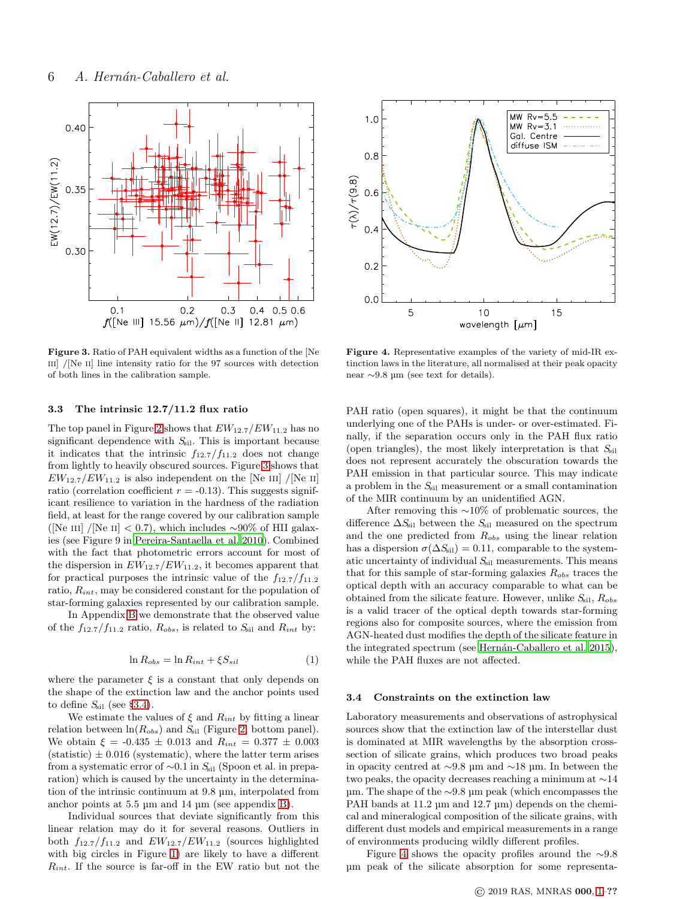**Figure 3.** Ratio of PAH equivalent widths as a function of the [Ne III] /[Ne II] line intensity ratio for the 97 sources with detection of both lines in the calibration sample.

**Figure 4.** Representative examples of the variety of mid-IR extinction laws in the literature, all normalised at their peak opacity near ∼9.8 µm (see text for details).

### 3.3 The intrinsic 12.7/11.2 flux ratio

The top panel in Figure 2 shows that $EW_{12.7}/EW_{11.2}$ has no significant dependence with $S_{\rm sil}$. This is important because it indicates that the intrinsic $f_{12.7}/f_{11.2}$ does not change from lightly to heavily obscured sources. Figure 3 shows that $EW_{12.7}/EW_{11.2}$ is also independent on the [Ne III] /[Ne II] ratio (correlation coefficient $r$ = -0.13). This suggests significant resilience to variation in the hardness of the radiation field, at least for the range covered by our calibration sample ([Ne III] /[Ne II] < 0.7), which includes ∼90% of HII galaxies (see Figure 9 in Pereira-Santaella et al. 2010). Combined with the fact that photometric errors account for most of the dispersion in $EW_{12.7}/EW_{11.2}$, it becomes apparent that for practical purposes the intrinsic value of the $f_{12.7}/f_{11.2}$ ratio, $R_{int}$, may be considered constant for the population of star-forming galaxies represented by our calibration sample.

In Appendix B we demonstrate that the observed value of the $f_{12.7}/f_{11.2}$ ratio, $R_{obs}$, is related to $S_{\rm sil}$ and $R_{int}$ by:

$$\ln R_{obs} = \ln R_{int} + \xi S_{sil} \tag{1}$$

where the parameter $\xi$ is a constant that only depends on the shape of the extinction law and the anchor points used to define $S_{\rm sil}$ (see §3.4).

We estimate the values of $\xi$ and $R_{int}$ by fitting a linear relation between ln($R_{obs}$) and $S_{\rm sil}$ (Figure 2, bottom panel). We obtain $\xi$ = -0.435 ± 0.013 and $R_{int}$ = 0.377 ± 0.003 (statistic) ± 0.016 (systematic), where the latter term arises from a systematic error of ∼0.1 in $S_{\rm sil}$ (Spoon et al. in preparation) which is caused by the uncertainty in the determination of the intrinsic continuum at 9.8 µm, interpolated from anchor points at 5.5 µm and 14 µm (see appendix B).

Individual sources that deviate significantly from this linear relation may do it for several reasons. Outliers in both $f_{12.7}/f_{11.2}$ and $EW_{12.7}/EW_{11.2}$ (sources highlighted with big circles in Figure 1) are likely to have a different $R_{int}$. If the source is far-off in the EW ratio but not the PAH ratio (open squares), it might be that the continuum underlying one of the PAHs is under- or over-estimated. Finally, if the separation occurs only in the PAH flux ratio (open triangles), the most likely interpretation is that $S_{\rm sil}$ does not represent accurately the obscuration towards the PAH emission in that particular source. This may indicate a problem in the $S_{\rm sil}$ measurement or a small contamination of the MIR continuum by an unidentified AGN.

After removing this ∼10% of problematic sources, the difference $\Delta S_{\rm sil}$ between the $S_{\rm sil}$ measured on the spectrum and the one predicted from $R_{obs}$ using the linear relation has a dispersion $\sigma(\Delta S_{\rm sil})$ = 0.11, comparable to the systematic uncertainty of individual $S_{\rm sil}$ measurements. This means that for this sample of star-forming galaxies $R_{obs}$ traces the optical depth with an accuracy comparable to what can be obtained from the silicate feature. However, unlike $S_{\rm sil}$, $R_{obs}$ is a valid tracer of the optical depth towards star-forming regions also for composite sources, where the emission from AGN-heated dust modifies the depth of the silicate feature in the integrated spectrum (see Hernán-Caballero et al. 2015), while the PAH fluxes are not affected.

### 3.4 Constraints on the extinction law

Laboratory measurements and observations of astrophysical sources show that the extinction law of the interstellar dust is dominated at MIR wavelengths by the absorption cross-section of silicate grains, which produces two broad peaks in opacity centred at ∼9.8 µm and ∼18 µm. In between the two peaks, the opacity decreases reaching a minimum at ∼14 µm. The shape of the ∼9.8 µm peak (which encompasses the PAH bands at 11.2 µm and 12.7 µm) depends on the chemical and mineralogical composition of the silicate grains, with different dust models and empirical measurements in a range of environments producing wildly different profiles.

Figure 4 shows the opacity profiles around the ∼9.8 µm peak of the silicate absorption for some representa-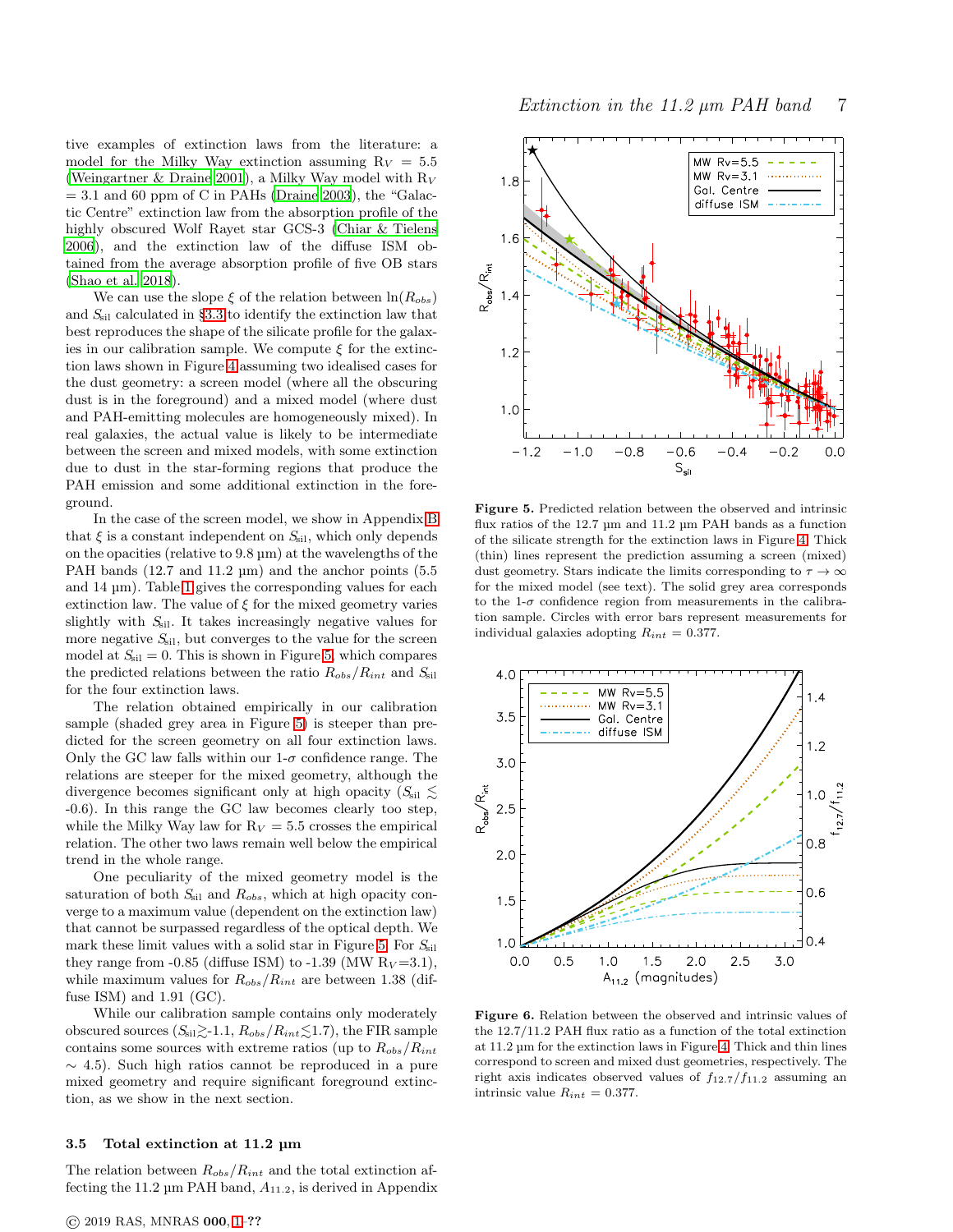tive examples of extinction laws from the literature: a model for the Milky Way extinction assuming $R_V$ = 5.5 (Weingartner & Draine 2001), a Milky Way model with $R_V$ = 3.1 and 60 ppm of C in PAHs (Draine 2003), the "Galactic Centre" extinction law from the absorption profile of the highly obscured Wolf Rayet star GCS-3 (Chiar & Tielens 2006), and the extinction law of the diffuse ISM obtained from the average absorption profile of five OB stars (Shao et al. 2018).

We can use the slope $\xi$ of the relation between $\ln(R_{obs})$ and $S_{\rm sil}$ calculated in §3.3 to identify the extinction law that best reproduces the shape of the silicate profile for the galaxies in our calibration sample. We compute $\xi$ for the extinction laws shown in Figure 4 assuming two idealised cases for the dust geometry: a screen model (where all the obscuring dust is in the foreground) and a mixed model (where dust and PAH-emitting molecules are homogeneously mixed). In real galaxies, the actual value is likely to be intermediate between the screen and mixed models, with some extinction due to dust in the star-forming regions that produce the PAH emission and some additional extinction in the foreground.

In the case of the screen model, we show in Appendix B that $\xi$ is a constant independent on $S_{\rm sil}$, which only depends on the opacities (relative to 9.8 µm) at the wavelengths of the PAH bands (12.7 and 11.2 µm) and the anchor points (5.5 and 14 µm). Table 1 gives the corresponding values for each extinction law. The value of $\xi$ for the mixed geometry varies slightly with $S_{\rm sil}$. It takes increasingly negative values for more negative $S_{\rm sil}$, but converges to the value for the screen model at $S_{\rm sil} = 0$. This is shown in Figure 5, which compares the predicted relations between the ratio $R_{obs}/R_{int}$ and $S_{\rm sil}$ for the four extinction laws.

The relation obtained empirically in our calibration sample (shaded grey area in Figure 5) is steeper than predicted for the screen geometry on all four extinction laws. Only the GC law falls within our 1-$\sigma$ confidence range. The relations are steeper for the mixed geometry, although the divergence becomes significant only at high opacity ($S_{\rm sil} \lesssim$ -0.6). In this range the GC law becomes clearly too steep, while the Milky Way law for $R_V = 5.5$ crosses the empirical relation. The other two laws remain well below the empirical trend in the whole range.

One peculiarity of the mixed geometry model is the saturation of both $S_{\rm sil}$ and $R_{obs}$, which at high opacity converge to a maximum value (dependent on the extinction law) that cannot be surpassed regardless of the optical depth. We mark these limit values with a solid star in Figure 5. For $S_{\rm sil}$ they range from -0.85 (diffuse ISM) to -1.39 (MW $R_V$=3.1), while maximum values for $R_{obs}/R_{int}$ are between 1.38 (diffuse ISM) and 1.91 (GC).

While our calibration sample contains only moderately obscured sources ($S_{\rm sil} \gtrsim$-1.1, $R_{obs}/R_{int} \lesssim$1.7), the FIR sample contains some sources with extreme ratios (up to $R_{obs}/R_{int}$ $\sim$ 4.5). Such high ratios cannot be reproduced in a pure mixed geometry and require significant foreground extinction, as we show in the next section.

### 3.5 Total extinction at 11.2 µm

The relation between $R_{obs}/R_{int}$ and the total extinction affecting the 11.2 µm PAH band, $A_{11.2}$, is derived in Appendix

**Figure 5.** Predicted relation between the observed and intrinsic flux ratios of the 12.7 µm and 11.2 µm PAH bands as a function of the silicate strength for the extinction laws in Figure 4. Thick (thin) lines represent the prediction assuming a screen (mixed) dust geometry. Stars indicate the limits corresponding to $\tau \to \infty$ for the mixed model (see text). The solid grey area corresponds to the 1-$\sigma$ confidence region from measurements in the calibration sample. Circles with error bars represent measurements for individual galaxies adopting $R_{int}$ = 0.377.

**Figure 6.** Relation between the observed and intrinsic values of the 12.7/11.2 PAH flux ratio as a function of the total extinction at 11.2 µm for the extinction laws in Figure 4. Thick and thin lines correspond to screen and mixed dust geometries, respectively. The right axis indicates observed values of $f_{12.7}/f_{11.2}$ assuming an intrinsic value $R_{int}$ = 0.377.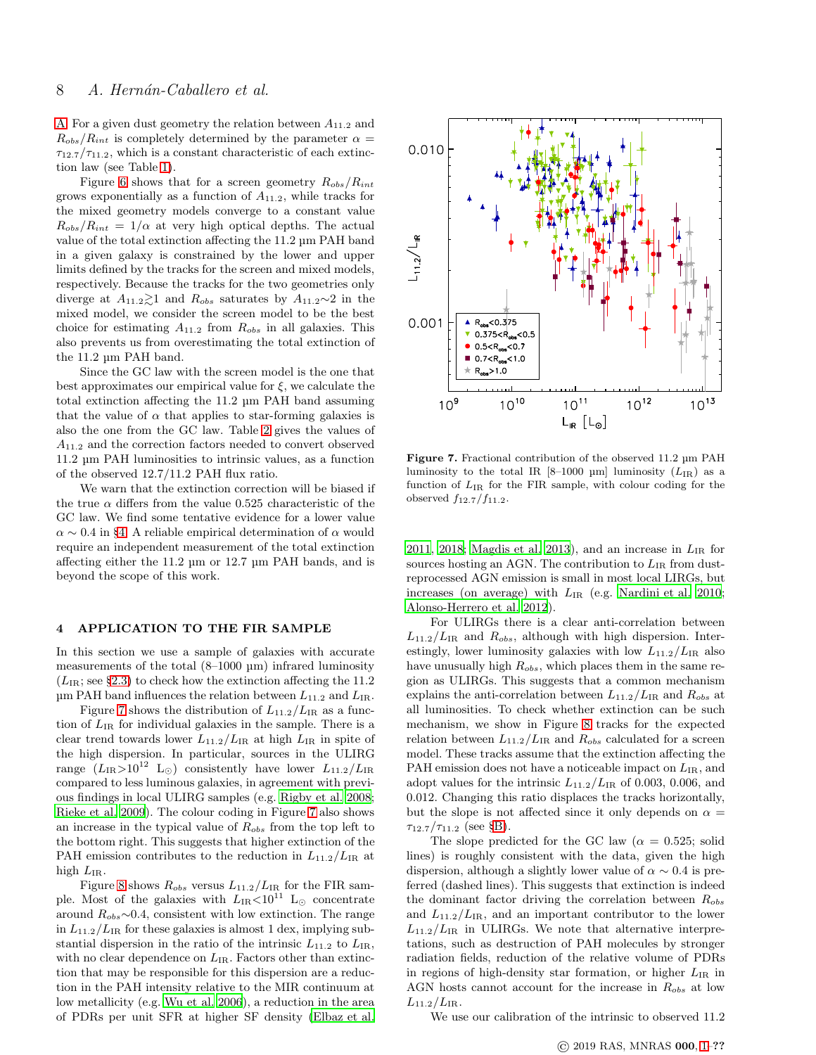A. For a given dust geometry the relation between $A_{11.2}$ and $R_{obs}/R_{int}$ is completely determined by the parameter $\alpha = \tau_{12.7}/\tau_{11.2}$, which is a constant characteristic of each extinction law (see Table 1).

Figure 6 shows that for a screen geometry $R_{obs}/R_{int}$ grows exponentially as a function of $A_{11.2}$, while tracks for the mixed geometry models converge to a constant value $R_{obs}/R_{int} = 1/\alpha$ at very high optical depths. The actual value of the total extinction affecting the 11.2 µm PAH band in a given galaxy is constrained by the lower and upper limits defined by the tracks for the screen and mixed models, respectively. Because the tracks for the two geometries only diverge at $A_{11.2}\gtrsim1$ and $R_{obs}$ saturates by $A_{11.2}\sim2$ in the mixed model, we consider the screen model to be the best choice for estimating $A_{11.2}$ from $R_{obs}$ in all galaxies. This also prevents us from overestimating the total extinction of the 11.2 µm PAH band.

Since the GC law with the screen model is the one that best approximates our empirical value for $\xi$, we calculate the total extinction affecting the 11.2 µm PAH band assuming that the value of $\alpha$ that applies to star-forming galaxies is also the one from the GC law. Table 2 gives the values of $A_{11.2}$ and the correction factors needed to convert observed 11.2 µm PAH luminosities to intrinsic values, as a function of the observed 12.7/11.2 PAH flux ratio.

We warn that the extinction correction will be biased if the true $\alpha$ differs from the value 0.525 characteristic of the GC law. We find some tentative evidence for a lower value $\alpha \sim 0.4$ in §4. A reliable empirical determination of $\alpha$ would require an independent measurement of the total extinction affecting either the 11.2 µm or 12.7 µm PAH bands, and is beyond the scope of this work.

## 4 APPLICATION TO THE FIR SAMPLE

In this section we use a sample of galaxies with accurate measurements of the total (8–1000 µm) infrared luminosity ($L_{\rm IR}$; see §2.3) to check how the extinction affecting the 11.2 µm PAH band influences the relation between $L_{11.2}$ and $L_{\rm IR}$.

Figure 7 shows the distribution of $L_{11.2}/L_{\rm IR}$ as a function of $L_{\rm IR}$ for individual galaxies in the sample. There is a clear trend towards lower $L_{11.2}/L_{\rm IR}$ at high $L_{\rm IR}$ in spite of the high dispersion. In particular, sources in the ULIRG range ($L_{\rm IR}>10^{12}$ L$_\odot$) consistently have lower $L_{11.2}/L_{\rm IR}$ compared to less luminous galaxies, in agreement with previous findings in local ULIRG samples (e.g. Rigby et al. 2008; Rieke et al. 2009). The colour coding in Figure 7 also shows an increase in the typical value of $R_{obs}$ from the top left to the bottom right. This suggests that higher extinction of the PAH emission contributes to the reduction in $L_{11.2}/L_{\rm IR}$ at high $L_{\rm IR}$.

Figure 8 shows $R_{obs}$ versus $L_{11.2}/L_{\rm IR}$ for the FIR sample. Most of the galaxies with $L_{\rm IR}<10^{11}$ L$_\odot$ concentrate around $R_{obs}\sim0.4$, consistent with low extinction. The range in $L_{11.2}/L_{\rm IR}$ for these galaxies is almost 1 dex, implying substantial dispersion in the ratio of the intrinsic $L_{11.2}$ to $L_{\rm IR}$, with no clear dependence on $L_{\rm IR}$. Factors other than extinction that may be responsible for this dispersion are a reduction in the PAH intensity relative to the MIR continuum at low metallicity (e.g. Wu et al. 2006), a reduction in the area of PDRs per unit SFR at higher SF density (Elbaz et al. 2011, 2018; Magdis et al. 2013), and an increase in $L_{\rm IR}$ for sources hosting an AGN. The contribution to $L_{\rm IR}$ from dust-reprocessed AGN emission is small in most local LIRGs, but increases (on average) with $L_{\rm IR}$ (e.g. Nardini et al. 2010; Alonso-Herrero et al. 2012).

**Figure 7.** Fractional contribution of the observed 11.2 µm PAH luminosity to the total IR [8–1000 µm] luminosity ($L_{\rm IR}$) as a function of $L_{\rm IR}$ for the FIR sample, with colour coding for the observed $f_{12.7}/f_{11.2}$.

For ULIRGs there is a clear anti-correlation between $L_{11.2}/L_{\rm IR}$ and $R_{obs}$, although with high dispersion. Interestingly, lower luminosity galaxies with low $L_{11.2}/L_{\rm IR}$ also have unusually high $R_{obs}$, which places them in the same region as ULIRGs. This suggests that a common mechanism explains the anti-correlation between $L_{11.2}/L_{\rm IR}$ and $R_{obs}$ at all luminosities. To check whether extinction can be such mechanism, we show in Figure 8 tracks for the expected relation between $L_{11.2}/L_{\rm IR}$ and $R_{obs}$ calculated for a screen model. These tracks assume that the extinction affecting the PAH emission does not have a noticeable impact on $L_{\rm IR}$, and adopt values for the intrinsic $L_{11.2}/L_{\rm IR}$ of 0.003, 0.006, and 0.012. Changing this ratio displaces the tracks horizontally, but the slope is not affected since it only depends on $\alpha = \tau_{12.7}/\tau_{11.2}$ (see §B).

The slope predicted for the GC law ($\alpha = 0.525$; solid lines) is roughly consistent with the data, given the high dispersion, although a slightly lower value of $\alpha \sim 0.4$ is preferred (dashed lines). This suggests that extinction is indeed the dominant factor driving the correlation between $R_{obs}$ and $L_{11.2}/L_{\rm IR}$, and an important contributor to the lower $L_{11.2}/L_{\rm IR}$ in ULIRGs. We note that alternative interpretations, such as destruction of PAH molecules by stronger radiation fields, reduction of the relative volume of PDRs in regions of high-density star formation, or higher $L_{\rm IR}$ in AGN hosts cannot account for the increase in $R_{obs}$ at low $L_{11.2}/L_{\rm IR}$.

We use our calibration of the intrinsic to observed 11.2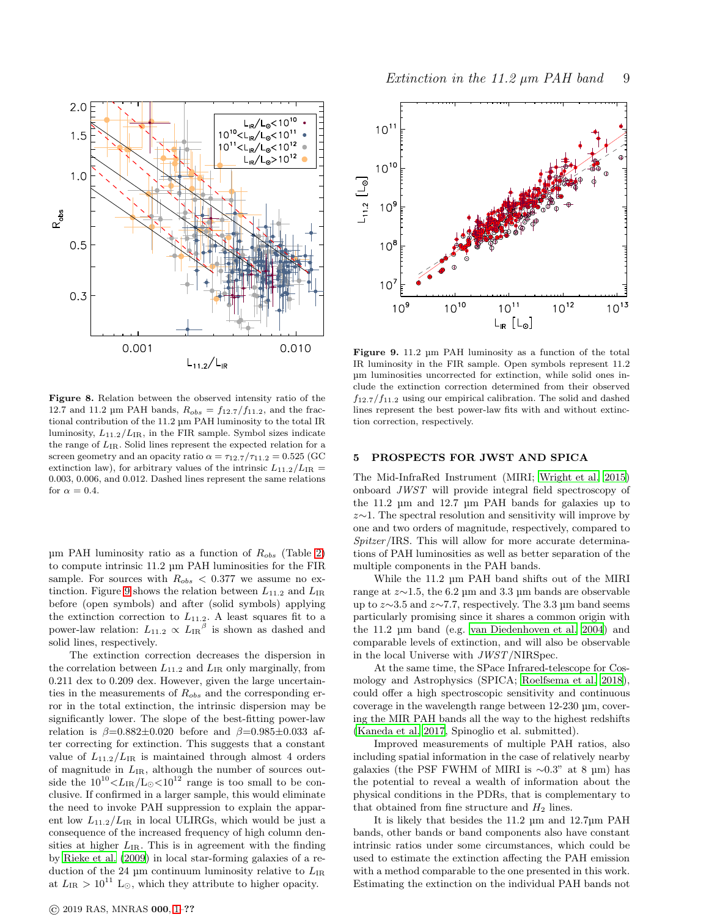**Figure 8.** Relation between the observed intensity ratio of the 12.7 and 11.2 µm PAH bands, $R_{obs} = f_{12.7}/f_{11.2}$, and the fractional contribution of the 11.2 µm PAH luminosity to the total IR luminosity, $L_{11.2}/L_{\rm IR}$, in the FIR sample. Symbol sizes indicate the range of $L_{\rm IR}$. Solid lines represent the expected relation for a screen geometry and an opacity ratio $\alpha = \tau_{12.7}/\tau_{11.2} = 0.525$ (GC extinction law), for arbitrary values of the intrinsic $L_{11.2}/L_{\rm IR}$ = 0.003, 0.006, and 0.012. Dashed lines represent the same relations for $\alpha = 0.4$.

µm PAH luminosity ratio as a function of $R_{obs}$ (Table 2) to compute intrinsic 11.2 µm PAH luminosities for the FIR sample. For sources with $R_{obs} < 0.377$ we assume no extinction. Figure 9 shows the relation between $L_{11.2}$ and $L_{\rm IR}$ before (open symbols) and after (solid symbols) applying the extinction correction to $L_{11.2}$. A least squares fit to a power-law relation: $L_{11.2} \propto {L_{\rm IR}}^{\beta}$ is shown as dashed and solid lines, respectively.

The extinction correction decreases the dispersion in the correlation between $L_{11.2}$ and $L_{\rm IR}$ only marginally, from 0.211 dex to 0.209 dex. However, given the large uncertainties in the measurements of $R_{obs}$ and the corresponding error in the total extinction, the intrinsic dispersion may be significantly lower. The slope of the best-fitting power-law relation is $\beta$=0.882±0.020 before and $\beta$=0.985±0.033 after correcting for extinction. This suggests that a constant value of $L_{11.2}/L_{\rm IR}$ is maintained through almost 4 orders of magnitude in $L_{\rm IR}$, although the number of sources outside the $10^{10}$<$L_{\rm IR}/{\rm L}_{\odot}$<$10^{12}$ range is too small to be conclusive. If confirmed in a larger sample, this would eliminate the need to invoke PAH suppression to explain the apparent low $L_{11.2}/L_{\rm IR}$ in local ULIRGs, which would be just a consequence of the increased frequency of high column densities at higher $L_{\rm IR}$. This is in agreement with the finding by Rieke et al. (2009) in local star-forming galaxies of a reduction of the 24 µm continuum luminosity relative to $L_{\rm IR}$ at $L_{\rm IR} > 10^{11}$ ${\rm L}_{\odot}$, which they attribute to higher opacity.

**Figure 9.** 11.2 µm PAH luminosity as a function of the total IR luminosity in the FIR sample. Open symbols represent 11.2 µm luminosities uncorrected for extinction, while solid ones include the extinction correction determined from their observed $f_{12.7}/f_{11.2}$ using our empirical calibration. The solid and dashed lines represent the best power-law fits with and without extinction correction, respectively.

## 5 PROSPECTS FOR JWST AND SPICA

The Mid-InfraRed Instrument (MIRI; Wright et al. 2015) onboard *JWST* will provide integral field spectroscopy of the 11.2 µm and 12.7 µm PAH bands for galaxies up to $z$∼1. The spectral resolution and sensitivity will improve by one and two orders of magnitude, respectively, compared to *Spitzer*/IRS. This will allow for more accurate determinations of PAH luminosities as well as better separation of the multiple components in the PAH bands.

While the 11.2 µm PAH band shifts out of the MIRI range at $z$∼1.5, the 6.2 µm and 3.3 µm bands are observable up to $z$∼3.5 and $z$∼7.7, respectively. The 3.3 µm band seems particularly promising since it shares a common origin with the 11.2 µm band (e.g. van Diedenhoven et al. 2004) and comparable levels of extinction, and will also be observable in the local Universe with *JWST*/NIRSpec.

At the same time, the SPace Infrared-telescope for Cosmology and Astrophysics (SPICA; Roelfsema et al. 2018), could offer a high spectroscopic sensitivity and continuous coverage in the wavelength range between 12-230 µm, covering the MIR PAH bands all the way to the highest redshifts (Kaneda et al. 2017, Spinoglio et al. submitted).

Improved measurements of multiple PAH ratios, also including spatial information in the case of relatively nearby galaxies (the PSF FWHM of MIRI is ∼0.3" at 8 µm) has the potential to reveal a wealth of information about the physical conditions in the PDRs, that is complementary to that obtained from fine structure and $H_2$ lines.

It is likely that besides the 11.2 µm and 12.7µm PAH bands, other bands or band components also have constant intrinsic ratios under some circumstances, which could be used to estimate the extinction affecting the PAH emission with a method comparable to the one presented in this work. Estimating the extinction on the individual PAH bands not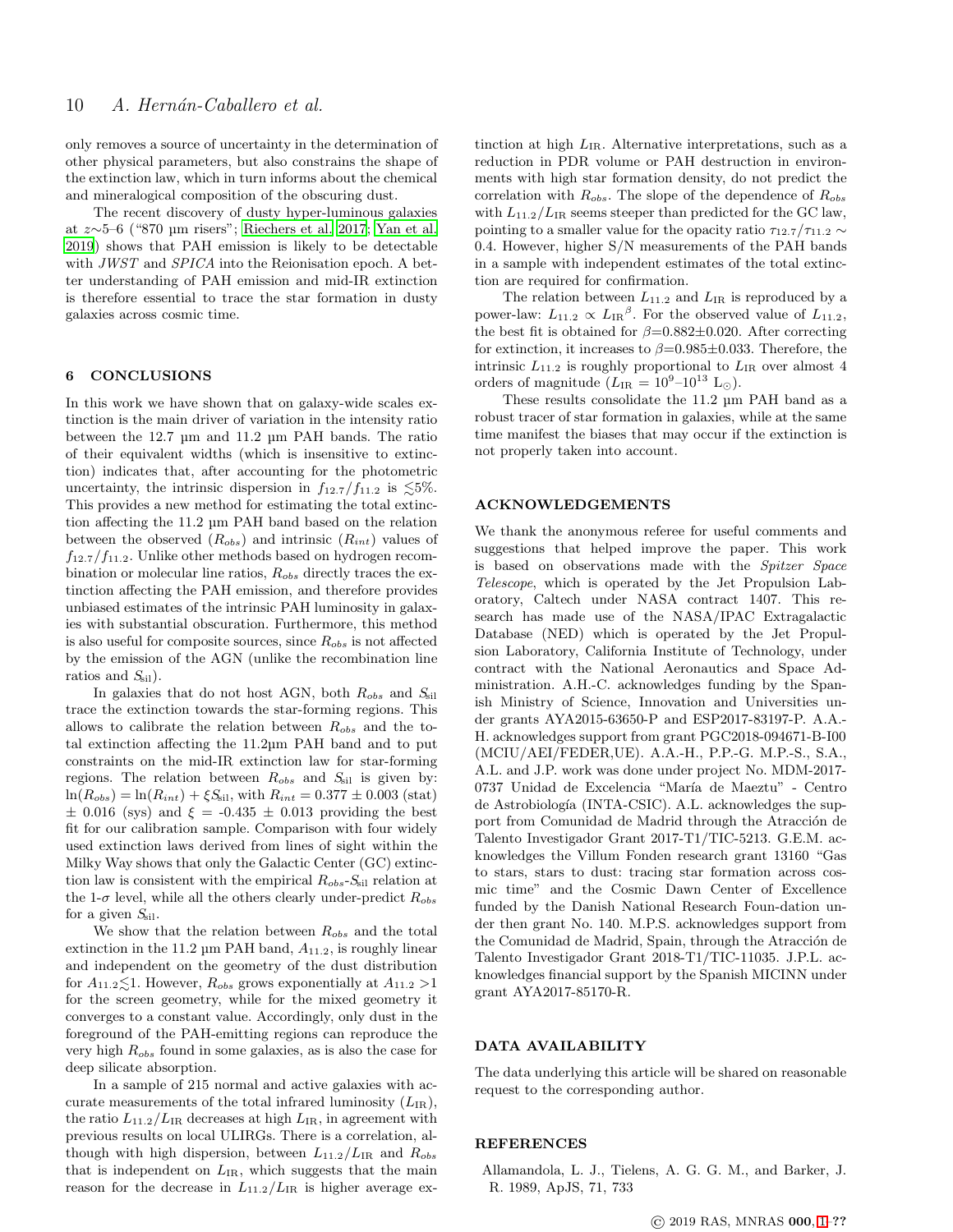only removes a source of uncertainty in the determination of other physical parameters, but also constrains the shape of the extinction law, which in turn informs about the chemical and mineralogical composition of the obscuring dust.

The recent discovery of dusty hyper-luminous galaxies at $z$∼5–6 ("870 µm risers"; Riechers et al. 2017; Yan et al. 2019) shows that PAH emission is likely to be detectable with *JWST* and *SPICA* into the Reionisation epoch. A better understanding of PAH emission and mid-IR extinction is therefore essential to trace the star formation in dusty galaxies across cosmic time.

## 6 CONCLUSIONS

In this work we have shown that on galaxy-wide scales extinction is the main driver of variation in the intensity ratio between the 12.7 µm and 11.2 µm PAH bands. The ratio of their equivalent widths (which is insensitive to extinction) indicates that, after accounting for the photometric uncertainty, the intrinsic dispersion in $f_{12.7}/f_{11.2}$ is $\lesssim$5%. This provides a new method for estimating the total extinction affecting the 11.2 µm PAH band based on the relation between the observed ($R_{obs}$) and intrinsic ($R_{int}$) values of $f_{12.7}/f_{11.2}$. Unlike other methods based on hydrogen recombination or molecular line ratios, $R_{obs}$ directly traces the extinction affecting the PAH emission, and therefore provides unbiased estimates of the intrinsic PAH luminosity in galaxies with substantial obscuration. Furthermore, this method is also useful for composite sources, since $R_{obs}$ is not affected by the emission of the AGN (unlike the recombination line ratios and $S_{\rm sil}$).

In galaxies that do not host AGN, both $R_{obs}$ and $S_{\rm sil}$ trace the extinction towards the star-forming regions. This allows to calibrate the relation between $R_{obs}$ and the total extinction affecting the 11.2µm PAH band and to put constraints on the mid-IR extinction law for star-forming regions. The relation between $R_{obs}$ and $S_{\rm sil}$ is given by: $\ln(R_{obs}) = \ln(R_{int}) + \xi S_{\rm sil}$, with $R_{int} = 0.377 \pm 0.003$ (stat) $\pm$ 0.016 (sys) and $\xi$ = -0.435 $\pm$ 0.013 providing the best fit for our calibration sample. Comparison with four widely used extinction laws derived from lines of sight within the Milky Way shows that only the Galactic Center (GC) extinction law is consistent with the empirical $R_{obs}$-$S_{\rm sil}$ relation at the 1-$\sigma$ level, while all the others clearly under-predict $R_{obs}$ for a given $S_{\rm sil}$.

We show that the relation between $R_{obs}$ and the total extinction in the 11.2 µm PAH band, $A_{11.2}$, is roughly linear and independent on the geometry of the dust distribution for $A_{11.2}\lesssim$1. However, $R_{obs}$ grows exponentially at $A_{11.2} > 1$ for the screen geometry, while for the mixed geometry it converges to a constant value. Accordingly, only dust in the foreground of the PAH-emitting regions can reproduce the very high $R_{obs}$ found in some galaxies, as is also the case for deep silicate absorption.

In a sample of 215 normal and active galaxies with accurate measurements of the total infrared luminosity ($L_{\rm IR}$), the ratio $L_{11.2}/L_{\rm IR}$ decreases at high $L_{\rm IR}$, in agreement with previous results on local ULIRGs. There is a correlation, although with high dispersion, between $L_{11.2}/L_{\rm IR}$ and $R_{obs}$ that is independent on $L_{\rm IR}$, which suggests that the main reason for the decrease in $L_{11.2}/L_{\rm IR}$ is higher average extinction at high $L_{\rm IR}$. Alternative interpretations, such as a reduction in PDR volume or PAH destruction in environments with high star formation density, do not predict the correlation with $R_{obs}$. The slope of the dependence of $R_{obs}$ with $L_{11.2}/L_{\rm IR}$ seems steeper than predicted for the GC law, pointing to a smaller value for the opacity ratio $\tau_{12.7}/\tau_{11.2} \sim 0.4$. However, higher S/N measurements of the PAH bands in a sample with independent estimates of the total extinction are required for confirmation.

The relation between $L_{11.2}$ and $L_{\rm IR}$ is reproduced by a power-law: $L_{11.2} \propto {L_{\rm IR}}^{\beta}$. For the observed value of $L_{11.2}$, the best fit is obtained for $\beta$=0.882$\pm$0.020. After correcting for extinction, it increases to $\beta$=0.985$\pm$0.033. Therefore, the intrinsic $L_{11.2}$ is roughly proportional to $L_{\rm IR}$ over almost 4 orders of magnitude ($L_{\rm IR} = 10^9$–$10^{13}$ $L_{\odot}$).

These results consolidate the 11.2 µm PAH band as a robust tracer of star formation in galaxies, while at the same time manifest the biases that may occur if the extinction is not properly taken into account.

## ACKNOWLEDGEMENTS

We thank the anonymous referee for useful comments and suggestions that helped improve the paper. This work is based on observations made with the *Spitzer Space Telescope*, which is operated by the Jet Propulsion Laboratory, Caltech under NASA contract 1407. This research has made use of the NASA/IPAC Extragalactic Database (NED) which is operated by the Jet Propulsion Laboratory, California Institute of Technology, under contract with the National Aeronautics and Space Administration. A.H.-C. acknowledges funding by the Spanish Ministry of Science, Innovation and Universities under grants AYA2015-63650-P and ESP2017-83197-P. A.A.-H. acknowledges support from grant PGC2018-094671-B-I00 (MCIU/AEI/FEDER,UE). A.A.-H., P.P.-G. M.P.-S., S.A., A.L. and J.P. work was done under project No. MDM-2017-0737 Unidad de Excelencia "María de Maeztu" - Centro de Astrobiología (INTA-CSIC). A.L. acknowledges the support from Comunidad de Madrid through the Atracción de Talento Investigador Grant 2017-T1/TIC-5213. G.E.M. acknowledges the Villum Fonden research grant 13160 "Gas to stars, stars to dust: tracing star formation across cosmic time" and the Cosmic Dawn Center of Excellence funded by the Danish National Research Foun-dation under then grant No. 140. M.P.S. acknowledges support from the Comunidad de Madrid, Spain, through the Atracción de Talento Investigador Grant 2018-T1/TIC-11035. J.P.L. acknowledges financial support by the Spanish MICINN under grant AYA2017-85170-R.

## DATA AVAILABILITY

The data underlying this article will be shared on reasonable request to the corresponding author.

## REFERENCES

Allamandola, L. J., Tielens, A. G. G. M., and Barker, J. R. 1989, ApJS, 71, 733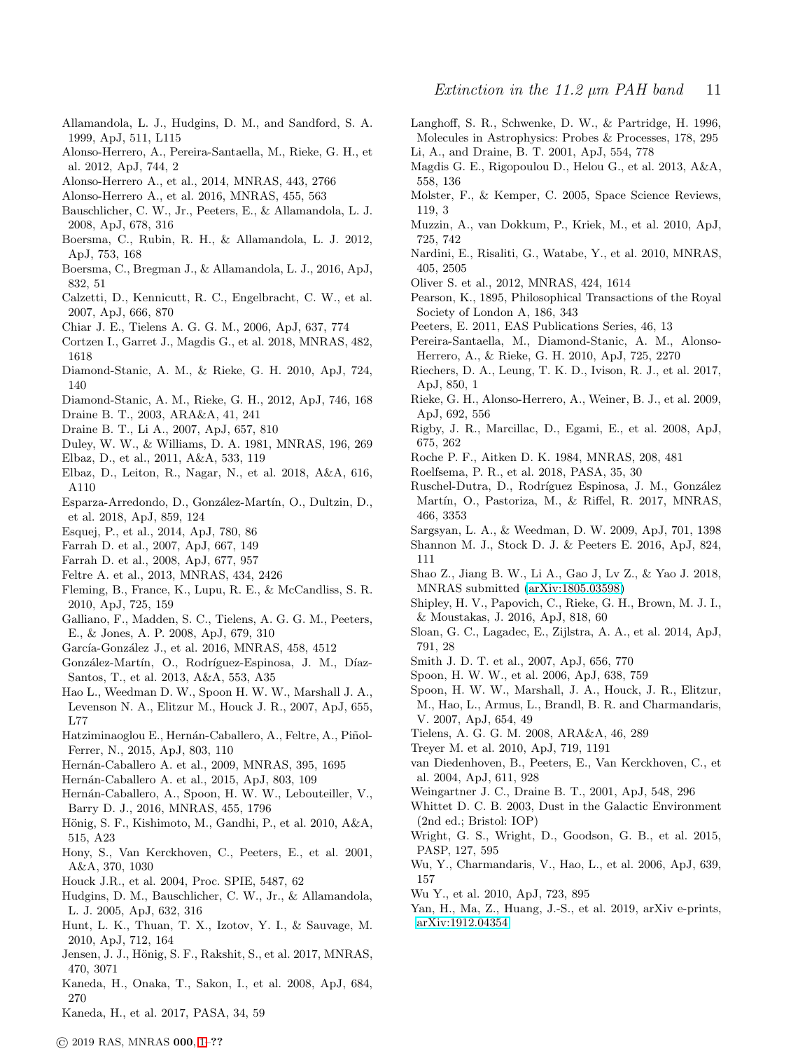Allamandola, L. J., Hudgins, D. M., and Sandford, S. A. 1999, ApJ, 511, L115

Alonso-Herrero, A., Pereira-Santaella, M., Rieke, G. H., et al. 2012, ApJ, 744, 2

Alonso-Herrero A., et al. 2014, MNRAS, 443, 2766

Alonso-Herrero A., et al. 2016, MNRAS, 455, 563

Bauschlicher, C. W., Jr., Peeters, E., & Allamandola, L. J. 2008, ApJ, 678, 316

Boersma, C., Rubin, R. H., & Allamandola, L. J. 2012, ApJ, 753, 168

Boersma, C., Bregman J., & Allamandola, L. J., 2016, ApJ, 832, 51

Calzetti, D., Kennicutt, R. C., Engelbracht, C. W., et al. 2007, ApJ, 666, 870

Chiar J. E., Tielens A. G. G. M., 2006, ApJ, 637, 774

Cortzen I., Garret J., Magdis G., et al. 2018, MNRAS, 482, 1618

Diamond-Stanic, A. M., & Rieke, G. H. 2010, ApJ, 724, 140

Diamond-Stanic, A. M., Rieke, G. H., 2012, ApJ, 746, 168

Draine B. T., 2003, ARA&A, 41, 241

Draine B. T., Li A., 2007, ApJ, 657, 810

Duley, W. W., & Williams, D. A. 1981, MNRAS, 196, 269

Elbaz, D., et al., 2011, A&A, 533, 119

Elbaz, D., Leiton, R., Nagar, N., et al. 2018, A&A, 616, A110

Esparza-Arredondo, D., González-Martín, O., Dultzin, D., et al. 2018, ApJ, 859, 124

Esquej, P., et al., 2014, ApJ, 780, 86

Farrah D. et al., 2007, ApJ, 667, 149

Farrah D. et al., 2008, ApJ, 677, 957

Feltre A. et al., 2013, MNRAS, 434, 2426

Fleming, B., France, K., Lupu, R. E., & McCandliss, S. R. 2010, ApJ, 725, 159

Galliano, F., Madden, S. C., Tielens, A. G. G. M., Peeters, E., & Jones, A. P. 2008, ApJ, 679, 310

García-González J., et al. 2016, MNRAS, 458, 4512

González-Martín, O., Rodríguez-Espinosa, J. M., Díaz-Santos, T., et al. 2013, A&A, 553, A35

Hao L., Weedman D. W., Spoon H. W. W., Marshall J. A., Levenson N. A., Elitzur M., Houck J. R., 2007, ApJ, 655, L77

Hatziminaoglou E., Hernán-Caballero, A., Feltre, A., Piñol-Ferrer, N., 2015, ApJ, 803, 110

Hernán-Caballero A. et al., 2009, MNRAS, 395, 1695

Hernán-Caballero A. et al., 2015, ApJ, 803, 109

Hernán-Caballero, A., Spoon, H. W. W., Lebouteiller, V., Barry D. J., 2016, MNRAS, 455, 1796

Hönig, S. F., Kishimoto, M., Gandhi, P., et al. 2010, A&A, 515, A23

Hony, S., Van Kerckhoven, C., Peeters, E., et al. 2001, A&A, 370, 1030

Houck J.R., et al. 2004, Proc. SPIE, 5487, 62

Hudgins, D. M., Bauschlicher, C. W., Jr., & Allamandola, L. J. 2005, ApJ, 632, 316

Hunt, L. K., Thuan, T. X., Izotov, Y. I., & Sauvage, M. 2010, ApJ, 712, 164

Jensen, J. J., Hönig, S. F., Rakshit, S., et al. 2017, MNRAS, 470, 3071

Kaneda, H., Onaka, T., Sakon, I., et al. 2008, ApJ, 684, 270

Kaneda, H., et al. 2017, PASA, 34, 59

Langhoff, S. R., Schwenke, D. W., & Partridge, H. 1996, Molecules in Astrophysics: Probes & Processes, 178, 295

Li, A., and Draine, B. T. 2001, ApJ, 554, 778

Magdis G. E., Rigopoulou D., Helou G., et al. 2013, A&A, 558, 136

Molster, F., & Kemper, C. 2005, Space Science Reviews, 119, 3

Muzzin, A., van Dokkum, P., Kriek, M., et al. 2010, ApJ, 725, 742

Nardini, E., Risaliti, G., Watabe, Y., et al. 2010, MNRAS, 405, 2505

Oliver S. et al., 2012, MNRAS, 424, 1614

Pearson, K., 1895, Philosophical Transactions of the Royal Society of London A, 186, 343

Peeters, E. 2011, EAS Publications Series, 46, 13

Pereira-Santaella, M., Diamond-Stanic, A. M., Alonso-Herrero, A., & Rieke, G. H. 2010, ApJ, 725, 2270

Riechers, D. A., Leung, T. K. D., Ivison, R. J., et al. 2017, ApJ, 850, 1

Rieke, G. H., Alonso-Herrero, A., Weiner, B. J., et al. 2009, ApJ, 692, 556

Rigby, J. R., Marcillac, D., Egami, E., et al. 2008, ApJ, 675, 262

Roche P. F., Aitken D. K. 1984, MNRAS, 208, 481

Roelfsema, P. R., et al. 2018, PASA, 35, 30

Ruschel-Dutra, D., Rodríguez Espinosa, J. M., González Martín, O., Pastoriza, M., & Riffel, R. 2017, MNRAS, 466, 3353

Sargsyan, L. A., & Weedman, D. W. 2009, ApJ, 701, 1398

Shannon M. J., Stock D. J. & Peeters E. 2016, ApJ, 824, 111

Shao Z., Jiang B. W., Li A., Gao J, Lv Z., & Yao J. 2018, MNRAS submitted (arXiv:1805.03598)

Shipley, H. V., Papovich, C., Rieke, G. H., Brown, M. J. I., & Moustakas, J. 2016, ApJ, 818, 60

Sloan, G. C., Lagadec, E., Zijlstra, A. A., et al. 2014, ApJ, 791, 28

Smith J. D. T. et al., 2007, ApJ, 656, 770

Spoon, H. W. W., et al. 2006, ApJ, 638, 759

Spoon, H. W. W., Marshall, J. A., Houck, J. R., Elitzur, M., Hao, L., Armus, L., Brandl, B. R. and Charmandaris, V. 2007, ApJ, 654, 49

Tielens, A. G. G. M. 2008, ARA&A, 46, 289

Treyer M. et al. 2010, ApJ, 719, 1191

van Diedenhoven, B., Peeters, E., Van Kerckhoven, C., et al. 2004, ApJ, 611, 928

Weingartner J. C., Draine B. T., 2001, ApJ, 548, 296

Whittet D. C. B. 2003, Dust in the Galactic Environment (2nd ed.; Bristol: IOP)

Wright, G. S., Wright, D., Goodson, G. B., et al. 2015, PASP, 127, 595

Wu, Y., Charmandaris, V., Hao, L., et al. 2006, ApJ, 639, 157

Wu Y., et al. 2010, ApJ, 723, 895

Yan, H., Ma, Z., Huang, J.-S., et al. 2019, arXiv e-prints, arXiv:1912.04354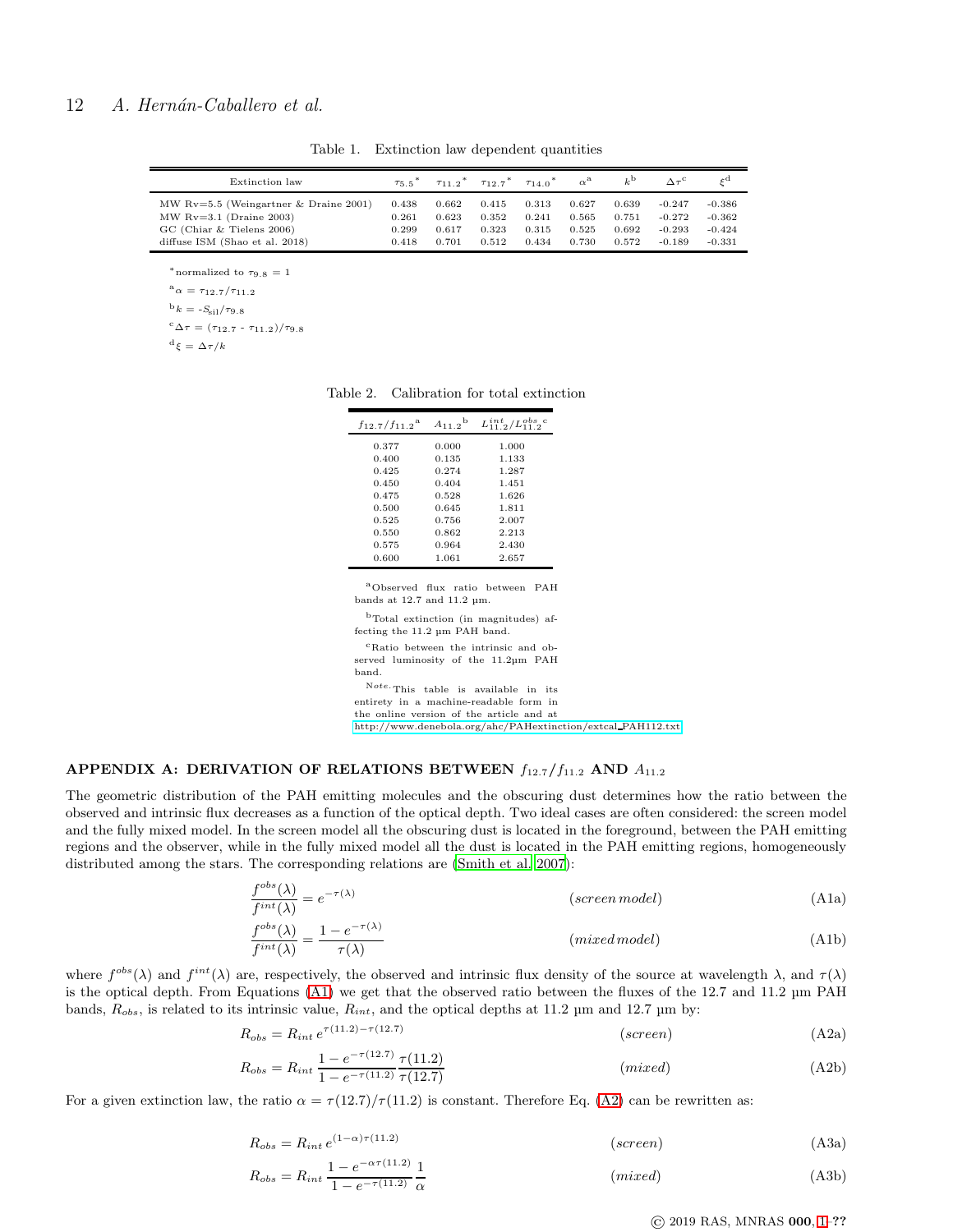Table 1. Extinction law dependent quantities

| Extinction law | $\tau_{5.5}$* | $\tau_{11.2}$* | $\tau_{12.7}$* | $\tau_{14.0}$* | $\alpha$[a] | $k$[b] | $\Delta\tau$[c] | $\xi$[d] |
|---|---|---|---|---|---|---|---|---|
| MW Rv=5.5 (Weingartner & Draine 2001) | 0.438 | 0.662 | 0.415 | 0.313 | 0.627 | 0.639 | -0.247 | -0.386 |
| MW Rv=3.1 (Draine 2003) | 0.261 | 0.623 | 0.352 | 0.241 | 0.565 | 0.751 | -0.272 | -0.362 |
| GC (Chiar & Tielens 2006) | 0.299 | 0.617 | 0.323 | 0.315 | 0.525 | 0.692 | -0.293 | -0.424 |
| diffuse ISM (Shao et al. 2018) | 0.418 | 0.701 | 0.512 | 0.434 | 0.730 | 0.572 | -0.189 | -0.331 |

*normalized to $\tau_{9.8} = 1$

[a] $\alpha = \tau_{12.7}/\tau_{11.2}$

[b] $k = -S_{\rm sil}/\tau_{9.8}$

[c] $\Delta\tau = (\tau_{12.7} - \tau_{11.2})/\tau_{9.8}$

[d] $\xi = \Delta\tau/k$

Table 2. Calibration for total extinction

| $f_{12.7}/f_{11.2}$[a] | $A_{11.2}$[b] | $L^{int}_{11.2}/L^{obs}_{11.2}$[c] |
|---|---|---|
| 0.377 | 0.000 | 1.000 |
| 0.400 | 0.135 | 1.133 |
| 0.425 | 0.274 | 1.287 |
| 0.450 | 0.404 | 1.451 |
| 0.475 | 0.528 | 1.626 |
| 0.500 | 0.645 | 1.811 |
| 0.525 | 0.756 | 2.007 |
| 0.550 | 0.862 | 2.213 |
| 0.575 | 0.964 | 2.430 |
| 0.600 | 1.061 | 2.657 |

[a] Observed flux ratio between PAH bands at 12.7 and 11.2 µm.

[b] Total extinction (in magnitudes) affecting the 11.2 µm PAH band.

[c] Ratio between the intrinsic and observed luminosity of the 11.2µm PAH band.

*Note.* This table is available in its entirety in a machine-readable form in the online version of the article and at http://www.denebola.org/ahc/PAHextinction/extcal_PAH112.txt

## APPENDIX A: DERIVATION OF RELATIONS BETWEEN $f_{12.7}/f_{11.2}$ AND $A_{11.2}$

The geometric distribution of the PAH emitting molecules and the obscuring dust determines how the ratio between the observed and intrinsic flux decreases as a function of the optical depth. Two ideal cases are often considered: the screen model and the fully mixed model. In the screen model all the obscuring dust is located in the foreground, between the PAH emitting regions and the observer, while in the fully mixed model all the dust is located in the PAH emitting regions, homogeneously distributed among the stars. The corresponding relations are (Smith et al. 2007):

$$\frac{f^{obs}(\lambda)}{f^{int}(\lambda)} = e^{-\tau(\lambda)} \qquad (screen\,model) \qquad \text{(A1a)}$$

$$\frac{f^{obs}(\lambda)}{f^{int}(\lambda)} = \frac{1-e^{-\tau(\lambda)}}{\tau(\lambda)} \qquad (mixed\,model) \qquad \text{(A1b)}$$

where $f^{obs}(\lambda)$ and $f^{int}(\lambda)$ are, respectively, the observed and intrinsic flux density of the source at wavelength $\lambda$, and $\tau(\lambda)$ is the optical depth. From Equations (A1) we get that the observed ratio between the fluxes of the 12.7 and 11.2 µm PAH bands, $R_{obs}$, is related to its intrinsic value, $R_{int}$, and the optical depths at 11.2 µm and 12.7 µm by:

$$R_{obs} = R_{int}\, e^{\tau(11.2)-\tau(12.7)} \qquad (screen) \qquad \text{(A2a)}$$

$$R_{obs} = R_{int}\, \frac{1-e^{-\tau(12.7)}}{1-e^{-\tau(11.2)}}\frac{\tau(11.2)}{\tau(12.7)} \qquad (mixed) \qquad \text{(A2b)}$$

For a given extinction law, the ratio $\alpha = \tau(12.7)/\tau(11.2)$ is constant. Therefore Eq. (A2) can be rewritten as:

$$R_{obs} = R_{int}\, e^{(1-\alpha)\tau(11.2)} \qquad (screen) \qquad \text{(A3a)}$$

$$R_{obs} = R_{int}\, \frac{1-e^{-\alpha\tau(11.2)}}{1-e^{-\tau(11.2)}}\frac{1}{\alpha} \qquad (mixed) \qquad \text{(A3b)}$$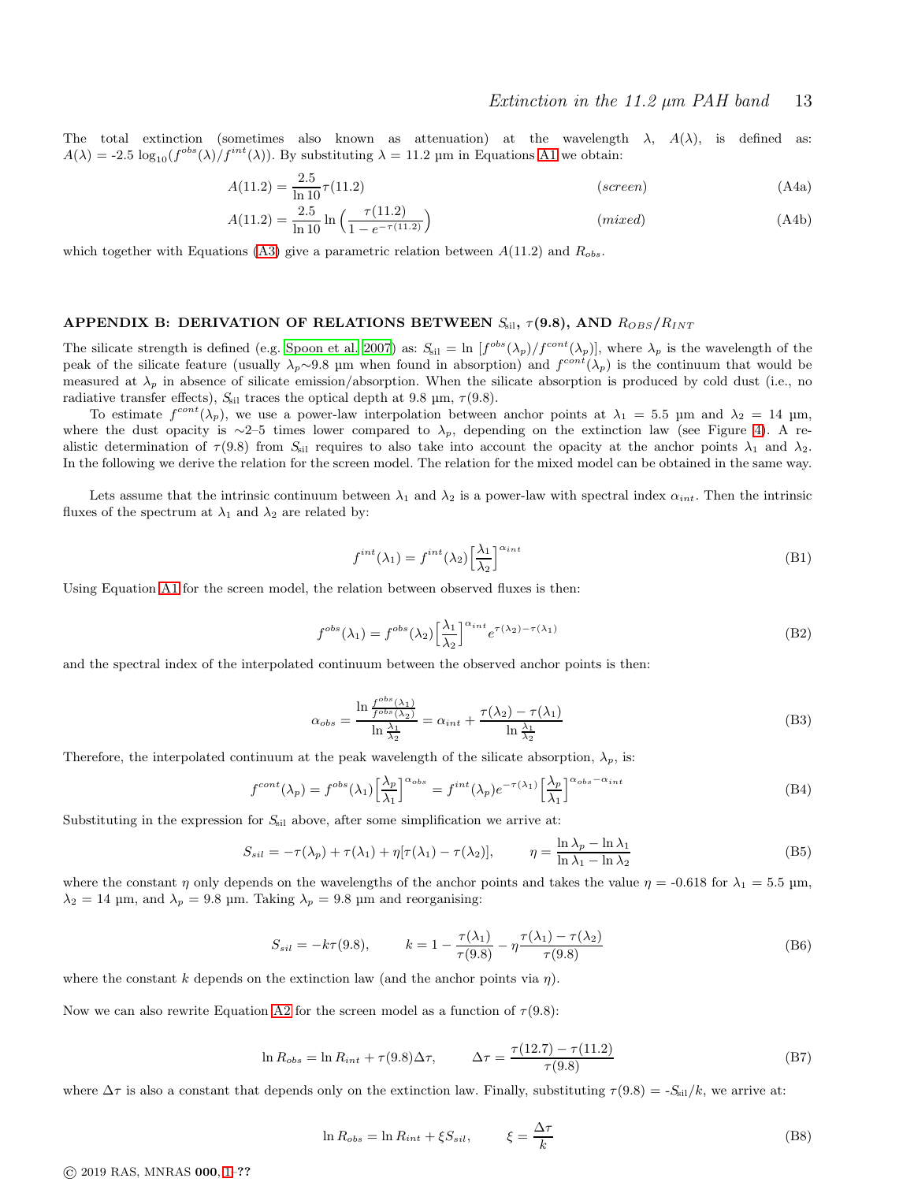The total extinction (sometimes also known as attenuation) at the wavelength $\lambda$, $A(\lambda)$, is defined as: $A(\lambda)$ = -2.5 $\log_{10}(f^{obs}(\lambda)/f^{int}(\lambda))$. By substituting $\lambda$ = 11.2 µm in Equations A1 we obtain:

$$A(11.2) = \frac{2.5}{\ln 10}\tau(11.2) \qquad (screen) \tag{A4a}$$

$$A(11.2) = \frac{2.5}{\ln 10}\ln\Big(\frac{\tau(11.2)}{1-e^{-\tau(11.2)}}\Big) \qquad (mixed) \tag{A4b}$$

which together with Equations (A3) give a parametric relation between $A(11.2)$ and $R_{obs}$.

## APPENDIX B: DERIVATION OF RELATIONS BETWEEN $S_{\rm sil}$, $\tau$(9.8), AND $R_{OBS}/R_{INT}$

The silicate strength is defined (e.g. Spoon et al. 2007) as: $S_{\rm sil} = \ln\,[f^{obs}(\lambda_p)/f^{cont}(\lambda_p)]$, where $\lambda_p$ is the wavelength of the peak of the silicate feature (usually $\lambda_p$~9.8 µm when found in absorption) and $f^{cont}(\lambda_p)$ is the continuum that would be measured at $\lambda_p$ in absence of silicate emission/absorption. When the silicate absorption is produced by cold dust (i.e., no radiative transfer effects), $S_{\rm sil}$ traces the optical depth at 9.8 µm, $\tau(9.8)$.

To estimate $f^{cont}(\lambda_p)$, we use a power-law interpolation between anchor points at $\lambda_1$ = 5.5 µm and $\lambda_2$ = 14 µm, where the dust opacity is ~2–5 times lower compared to $\lambda_p$, depending on the extinction law (see Figure 4). A realistic determination of $\tau(9.8)$ from $S_{\rm sil}$ requires to also take into account the opacity at the anchor points $\lambda_1$ and $\lambda_2$. In the following we derive the relation for the screen model. The relation for the mixed model can be obtained in the same way.

Lets assume that the intrinsic continuum between $\lambda_1$ and $\lambda_2$ is a power-law with spectral index $\alpha_{int}$. Then the intrinsic fluxes of the spectrum at $\lambda_1$ and $\lambda_2$ are related by:

$$f^{int}(\lambda_1) = f^{int}(\lambda_2)\Big[\frac{\lambda_1}{\lambda_2}\Big]^{\alpha_{int}} \tag{B1}$$

Using Equation A1 for the screen model, the relation between observed fluxes is then:

$$f^{obs}(\lambda_1) = f^{obs}(\lambda_2)\Big[\frac{\lambda_1}{\lambda_2}\Big]^{\alpha_{int}}e^{\tau(\lambda_2)-\tau(\lambda_1)} \tag{B2}$$

and the spectral index of the interpolated continuum between the observed anchor points is then:

$$\alpha_{obs} = \frac{\ln\frac{f^{obs}(\lambda_1)}{f^{obs}(\lambda_2)}}{\ln\frac{\lambda_1}{\lambda_2}} = \alpha_{int} + \frac{\tau(\lambda_2)-\tau(\lambda_1)}{\ln\frac{\lambda_1}{\lambda_2}} \tag{B3}$$

Therefore, the interpolated continuum at the peak wavelength of the silicate absorption, $\lambda_p$, is:

$$f^{cont}(\lambda_p) = f^{obs}(\lambda_1)\Big[\frac{\lambda_p}{\lambda_1}\Big]^{\alpha_{obs}} = f^{int}(\lambda_p)e^{-\tau(\lambda_1)}\Big[\frac{\lambda_p}{\lambda_1}\Big]^{\alpha_{obs}-\alpha_{int}} \tag{B4}$$

Substituting in the expression for $S_{\rm sil}$ above, after some simplification we arrive at:

$$S_{sil} = -\tau(\lambda_p) + \tau(\lambda_1) + \eta[\tau(\lambda_1) - \tau(\lambda_2)], \qquad \eta = \frac{\ln\lambda_p - \ln\lambda_1}{\ln\lambda_1 - \ln\lambda_2} \tag{B5}$$

where the constant $\eta$ only depends on the wavelengths of the anchor points and takes the value $\eta$ = -0.618 for $\lambda_1$ = 5.5 µm, $\lambda_2$ = 14 µm, and $\lambda_p$ = 9.8 µm. Taking $\lambda_p$ = 9.8 µm and reorganising:

$$S_{sil} = -k\tau(9.8), \qquad k = 1 - \frac{\tau(\lambda_1)}{\tau(9.8)} - \eta\frac{\tau(\lambda_1)-\tau(\lambda_2)}{\tau(9.8)} \tag{B6}$$

where the constant $k$ depends on the extinction law (and the anchor points via $\eta$).

Now we can also rewrite Equation A2 for the screen model as a function of $\tau(9.8)$:

$$\ln R_{obs} = \ln R_{int} + \tau(9.8)\Delta\tau, \qquad \Delta\tau = \frac{\tau(12.7)-\tau(11.2)}{\tau(9.8)} \tag{B7}$$

where $\Delta\tau$ is also a constant that depends only on the extinction law. Finally, substituting $\tau(9.8)$ = -$S_{\rm sil}/k$, we arrive at:

$$\ln R_{obs} = \ln R_{int} + \xi S_{sil}, \qquad \xi = \frac{\Delta\tau}{k} \tag{B8}$$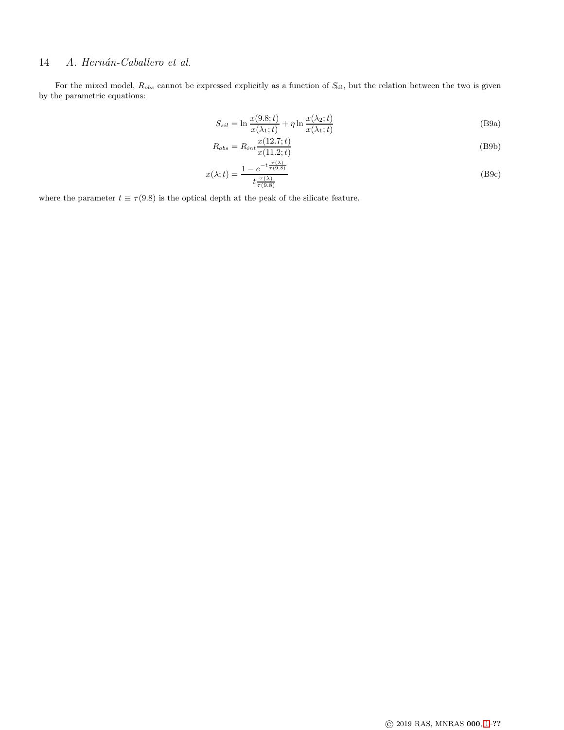For the mixed model, $R_{obs}$ cannot be expressed explicitly as a function of $S_{\rm sil}$, but the relation between the two is given by the parametric equations:

$$S_{sil} = \ln \frac{x(9.8;t)}{x(\lambda_1;t)} + \eta \ln \frac{x(\lambda_2;t)}{x(\lambda_1;t)} \tag{B9a}$$

$$R_{obs} = R_{int} \frac{x(12.7;t)}{x(11.2;t)} \tag{B9b}$$

$$x(\lambda;t) = \frac{1 - e^{-t \frac{\tau(\lambda)}{\tau(9.8)}}}{t \frac{\tau(\lambda)}{\tau(9.8)}} \tag{B9c}$$

where the parameter $t \equiv \tau(9.8)$ is the optical depth at the peak of the silicate feature.